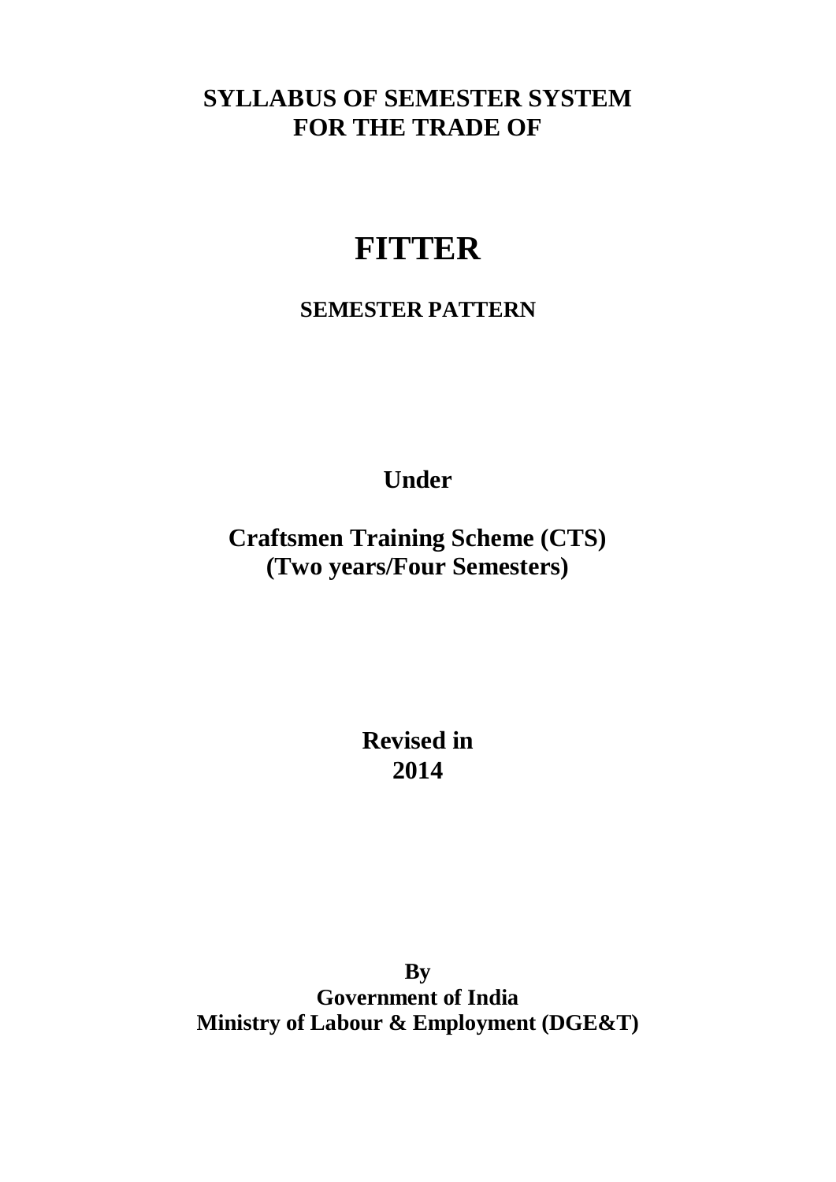**SYLLABUS OF SEMESTER SYSTEM**
**FOR THE TRADE OF**

# FITTER

**SEMESTER PATTERN**

**Under**

**Craftsmen Training Scheme (CTS)**
**(Two years/Four Semesters)**

**Revised in**
**2014**

**By**
**Government of India**
**Ministry of Labour & Employment (DGE&T)**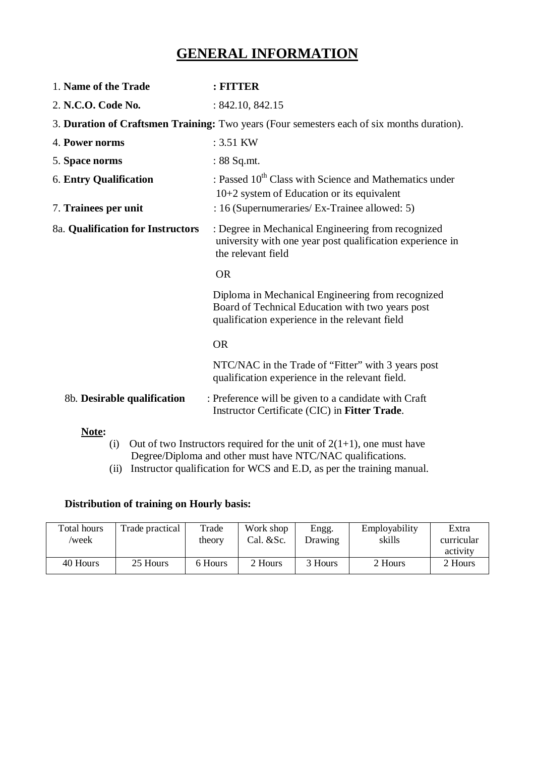# GENERAL INFORMATION

1. **Name of the Trade** : **FITTER**
2. **N.C.O. Code No.** : 842.10, 842.15
3. **Duration of Craftsmen Training:** Two years (Four semesters each of six months duration).
4. **Power norms** : 3.51 KW
5. **Space norms** : 88 Sq.mt.
6. **Entry Qualification** : Passed 10th Class with Science and Mathematics under 10+2 system of Education or its equivalent
7. **Trainees per unit** : 16 (Supernumeraries/ Ex-Trainee allowed: 5)

8a. **Qualification for Instructors** : Degree in Mechanical Engineering from recognized university with one year post qualification experience in the relevant field

OR

Diploma in Mechanical Engineering from recognized Board of Technical Education with two years post qualification experience in the relevant field

OR

NTC/NAC in the Trade of "Fitter" with 3 years post qualification experience in the relevant field.

8b. **Desirable qualification** : Preference will be given to a candidate with Craft Instructor Certificate (CIC) in **Fitter Trade**.

**Note:**

(i) Out of two Instructors required for the unit of 2(1+1), one must have Degree/Diploma and other must have NTC/NAC qualifications.

(ii) Instructor qualification for WCS and E.D, as per the training manual.

**Distribution of training on Hourly basis:**

| Total hours /week | Trade practical | Trade theory | Work shop Cal. &Sc. | Engg. Drawing | Employability skills | Extra curricular activity |
|---|---|---|---|---|---|---|
| 40 Hours | 25 Hours | 6 Hours | 2 Hours | 3 Hours | 2 Hours | 2 Hours |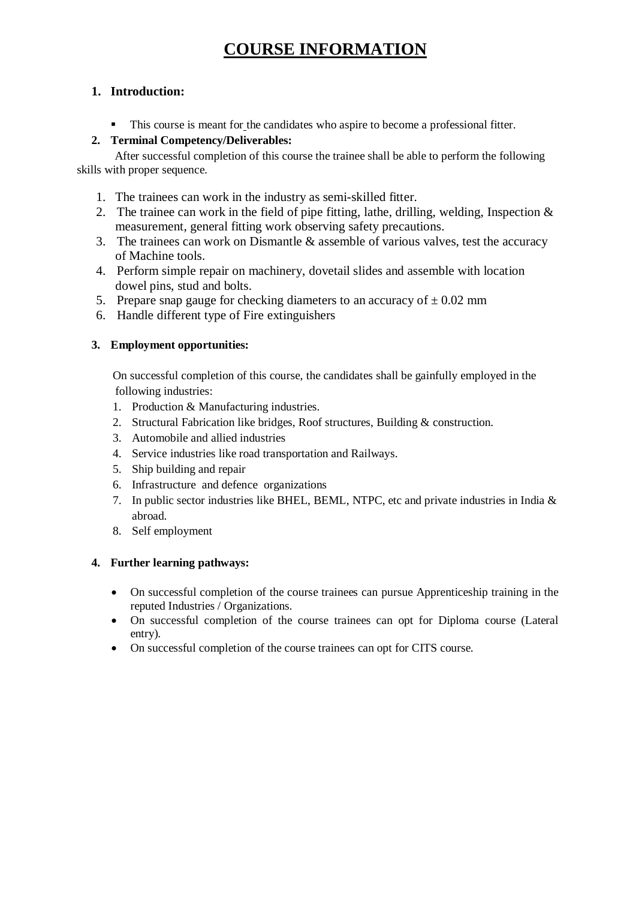# COURSE INFORMATION

## 1. Introduction:

- This course is meant for the candidates who aspire to become a professional fitter.

## 2. Terminal Competency/Deliverables:

After successful completion of this course the trainee shall be able to perform the following skills with proper sequence.

1. The trainees can work in the industry as semi-skilled fitter.
2. The trainee can work in the field of pipe fitting, lathe, drilling, welding, Inspection & measurement, general fitting work observing safety precautions.
3. The trainees can work on Dismantle & assemble of various valves, test the accuracy of Machine tools.
4. Perform simple repair on machinery, dovetail slides and assemble with location dowel pins, stud and bolts.
5. Prepare snap gauge for checking diameters to an accuracy of $\pm$ 0.02 mm
6. Handle different type of Fire extinguishers

## 3. Employment opportunities:

On successful completion of this course, the candidates shall be gainfully employed in the following industries:

1. Production & Manufacturing industries.
2. Structural Fabrication like bridges, Roof structures, Building & construction.
3. Automobile and allied industries
4. Service industries like road transportation and Railways.
5. Ship building and repair
6. Infrastructure and defence organizations
7. In public sector industries like BHEL, BEML, NTPC, etc and private industries in India & abroad.
8. Self employment

## 4. Further learning pathways:

- On successful completion of the course trainees can pursue Apprenticeship training in the reputed Industries / Organizations.
- On successful completion of the course trainees can opt for Diploma course (Lateral entry).
- On successful completion of the course trainees can opt for CITS course.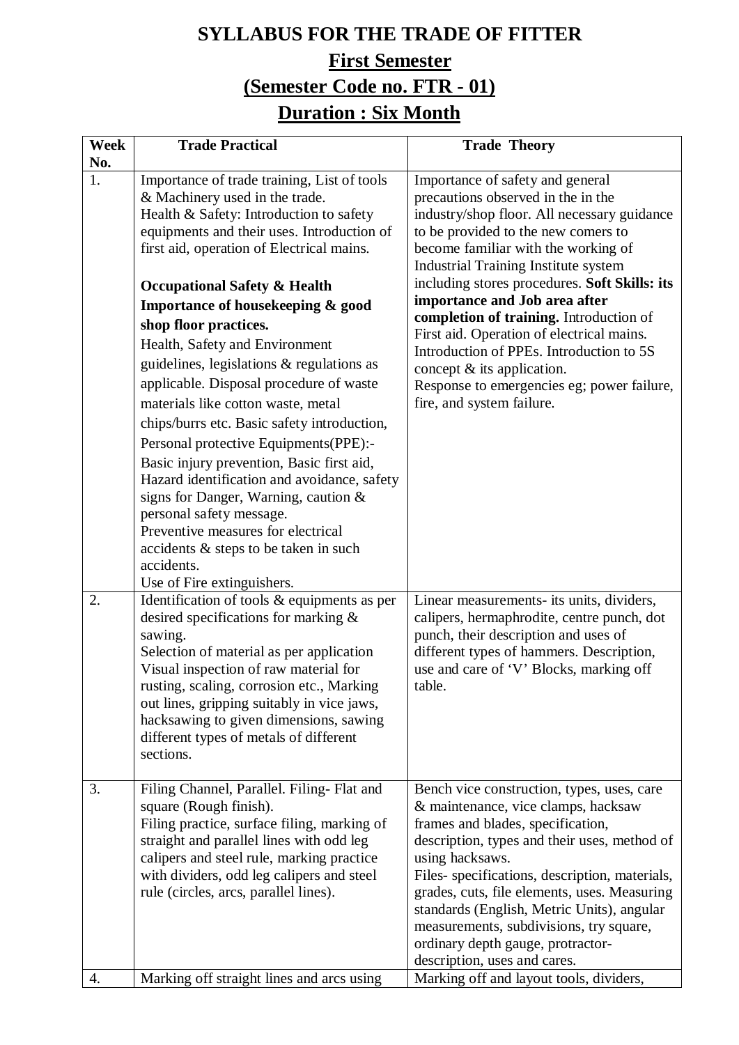# SYLLABUS FOR THE TRADE OF FITTER

## First Semester

## (Semester Code no. FTR - 01)

## Duration : Six Month

| Week No. | Trade Practical | Trade Theory |
|---|---|---|
| 1. | Importance of trade training, List of tools & Machinery used in the trade.<br>Health & Safety: Introduction to safety equipments and their uses. Introduction of first aid, operation of Electrical mains.<br><br>**Occupational Safety & Health Importance of housekeeping & good shop floor practices.**<br>Health, Safety and Environment guidelines, legislations & regulations as applicable. Disposal procedure of waste materials like cotton waste, metal chips/burrs etc. Basic safety introduction, Personal protective Equipments(PPE):-<br>Basic injury prevention, Basic first aid, Hazard identification and avoidance, safety signs for Danger, Warning, caution & personal safety message.<br>Preventive measures for electrical accidents & steps to be taken in such accidents.<br>Use of Fire extinguishers. | Importance of safety and general precautions observed in the in the industry/shop floor. All necessary guidance to be provided to the new comers to become familiar with the working of Industrial Training Institute system including stores procedures. **Soft Skills: its importance and Job area after completion of training.** Introduction of First aid. Operation of electrical mains. Introduction of PPEs. Introduction to 5S concept & its application.<br>Response to emergencies eg; power failure, fire, and system failure. |
| 2. | Identification of tools & equipments as per desired specifications for marking & sawing.<br>Selection of material as per application Visual inspection of raw material for rusting, scaling, corrosion etc., Marking out lines, gripping suitably in vice jaws, hacksawing to given dimensions, sawing different types of metals of different sections. | Linear measurements- its units, dividers, calipers, hermaphrodite, centre punch, dot punch, their description and uses of different types of hammers. Description, use and care of 'V' Blocks, marking off table. |
| 3. | Filing Channel, Parallel. Filing- Flat and square (Rough finish).<br>Filing practice, surface filing, marking of straight and parallel lines with odd leg calipers and steel rule, marking practice with dividers, odd leg calipers and steel rule (circles, arcs, parallel lines). | Bench vice construction, types, uses, care & maintenance, vice clamps, hacksaw frames and blades, specification, description, types and their uses, method of using hacksaws.<br>Files- specifications, description, materials, grades, cuts, file elements, uses. Measuring standards (English, Metric Units), angular measurements, subdivisions, try square, ordinary depth gauge, protractor- description, uses and cares. |
| 4. | Marking off straight lines and arcs using | Marking off and layout tools, dividers, |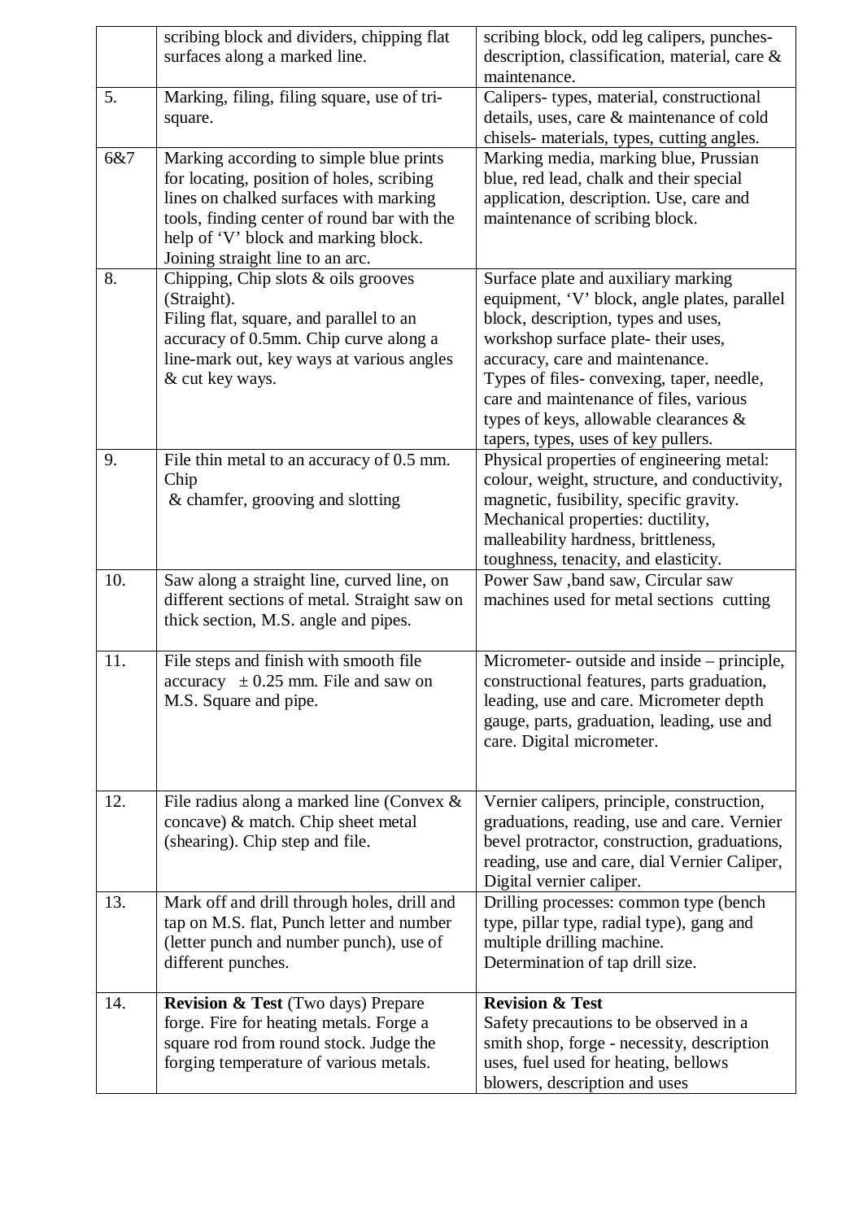|  |  |  |
|---|---|---|
|  | scribing block and dividers, chipping flat surfaces along a marked line. | scribing block, odd leg calipers, punches- description, classification, material, care & maintenance. |
| 5. | Marking, filing, filing square, use of tri-square. | Calipers- types, material, constructional details, uses, care & maintenance of cold chisels- materials, types, cutting angles. |
| 6&7 | Marking according to simple blue prints for locating, position of holes, scribing lines on chalked surfaces with marking tools, finding center of round bar with the help of 'V' block and marking block. Joining straight line to an arc. | Marking media, marking blue, Prussian blue, red lead, chalk and their special application, description. Use, care and maintenance of scribing block. |
| 8. | Chipping, Chip slots & oils grooves (Straight).<br>Filing flat, square, and parallel to an accuracy of 0.5mm. Chip curve along a line-mark out, key ways at various angles & cut key ways. | Surface plate and auxiliary marking equipment, 'V' block, angle plates, parallel block, description, types and uses, workshop surface plate- their uses, accuracy, care and maintenance.<br>Types of files- convexing, taper, needle, care and maintenance of files, various types of keys, allowable clearances & tapers, types, uses of key pullers. |
| 9. | File thin metal to an accuracy of 0.5 mm. Chip<br>& chamfer, grooving and slotting | Physical properties of engineering metal: colour, weight, structure, and conductivity, magnetic, fusibility, specific gravity.<br>Mechanical properties: ductility, malleability hardness, brittleness, toughness, tenacity, and elasticity. |
| 10. | Saw along a straight line, curved line, on different sections of metal. Straight saw on thick section, M.S. angle and pipes. | Power Saw ,band saw, Circular saw machines used for metal sections cutting |
| 11. | File steps and finish with smooth file accuracy $\pm$ 0.25 mm. File and saw on M.S. Square and pipe. | Micrometer- outside and inside – principle, constructional features, parts graduation, leading, use and care. Micrometer depth gauge, parts, graduation, leading, use and care. Digital micrometer. |
| 12. | File radius along a marked line (Convex & concave) & match. Chip sheet metal (shearing). Chip step and file. | Vernier calipers, principle, construction, graduations, reading, use and care. Vernier bevel protractor, construction, graduations, reading, use and care, dial Vernier Caliper, Digital vernier caliper. |
| 13. | Mark off and drill through holes, drill and tap on M.S. flat, Punch letter and number (letter punch and number punch), use of different punches. | Drilling processes: common type (bench type, pillar type, radial type), gang and multiple drilling machine.<br>Determination of tap drill size. |
| 14. | **Revision & Test** (Two days) Prepare forge. Fire for heating metals. Forge a square rod from round stock. Judge the forging temperature of various metals. | **Revision & Test**<br>Safety precautions to be observed in a smith shop, forge - necessity, description uses, fuel used for heating, bellows blowers, description and uses |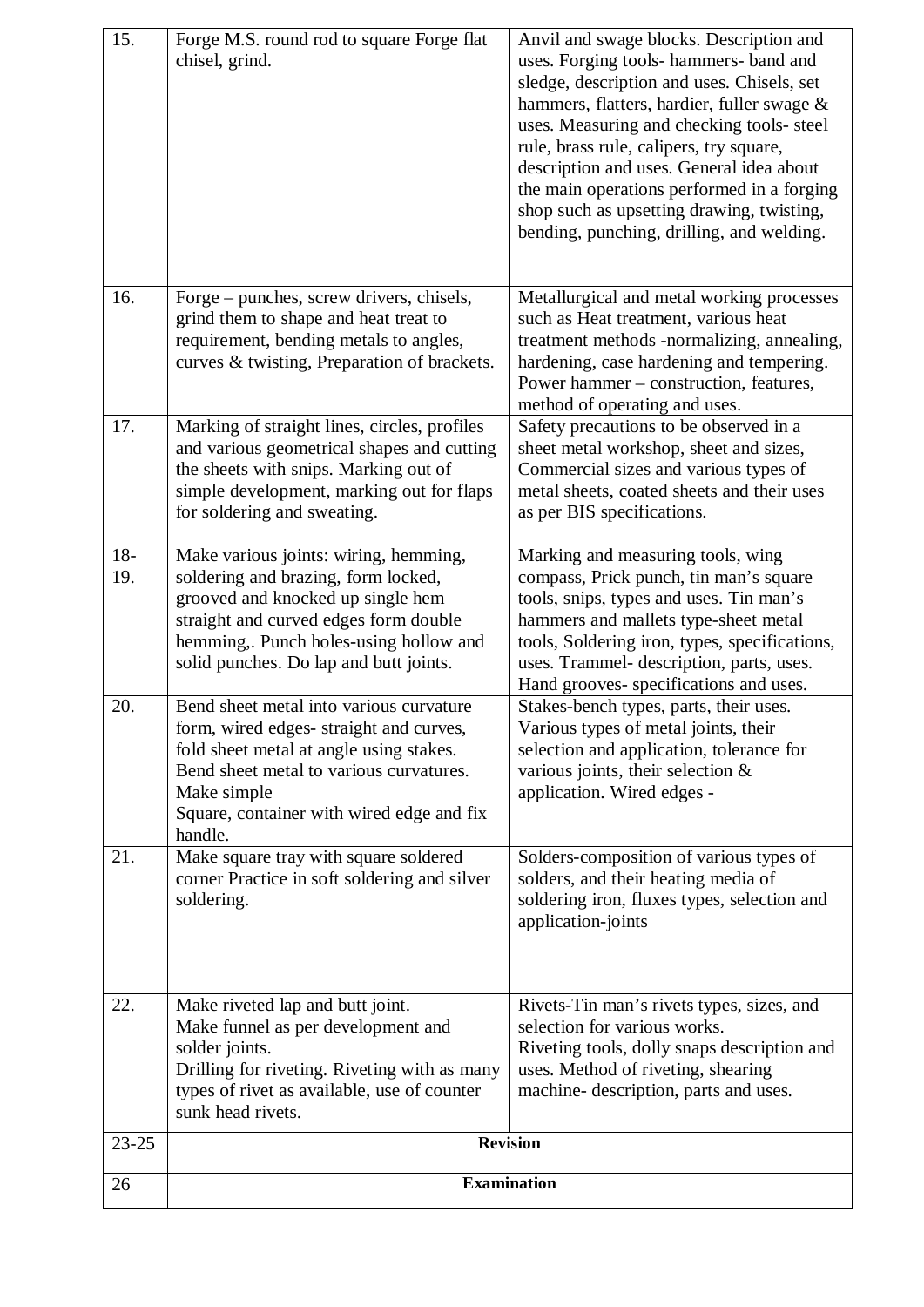| | | |
|---|---|---|
| 15. | Forge M.S. round rod to square Forge flat chisel, grind. | Anvil and swage blocks. Description and uses. Forging tools- hammers- band and sledge, description and uses. Chisels, set hammers, flatters, hardier, fuller swage & uses. Measuring and checking tools- steel rule, brass rule, calipers, try square, description and uses. General idea about the main operations performed in a forging shop such as upsetting drawing, twisting, bending, punching, drilling, and welding. |
| 16. | Forge – punches, screw drivers, chisels, grind them to shape and heat treat to requirement, bending metals to angles, curves & twisting, Preparation of brackets. | Metallurgical and metal working processes such as Heat treatment, various heat treatment methods -normalizing, annealing, hardening, case hardening and tempering. Power hammer – construction, features, method of operating and uses. |
| 17. | Marking of straight lines, circles, profiles and various geometrical shapes and cutting the sheets with snips. Marking out of simple development, marking out for flaps for soldering and sweating. | Safety precautions to be observed in a sheet metal workshop, sheet and sizes, Commercial sizes and various types of metal sheets, coated sheets and their uses as per BIS specifications. |
| 18-19. | Make various joints: wiring, hemming, soldering and brazing, form locked, grooved and knocked up single hem straight and curved edges form double hemming,. Punch holes-using hollow and solid punches. Do lap and butt joints. | Marking and measuring tools, wing compass, Prick punch, tin man's square tools, snips, types and uses. Tin man's hammers and mallets type-sheet metal tools, Soldering iron, types, specifications, uses. Trammel- description, parts, uses. Hand grooves- specifications and uses. |
| 20. | Bend sheet metal into various curvature form, wired edges- straight and curves, fold sheet metal at angle using stakes. Bend sheet metal to various curvatures. Make simple Square, container with wired edge and fix handle. | Stakes-bench types, parts, their uses. Various types of metal joints, their selection and application, tolerance for various joints, their selection & application. Wired edges - |
| 21. | Make square tray with square soldered corner Practice in soft soldering and silver soldering. | Solders-composition of various types of solders, and their heating media of soldering iron, fluxes types, selection and application-joints |
| 22. | Make riveted lap and butt joint. Make funnel as per development and solder joints. Drilling for riveting. Riveting with as many types of rivet as available, use of counter sunk head rivets. | Rivets-Tin man's rivets types, sizes, and selection for various works. Riveting tools, dolly snaps description and uses. Method of riveting, shearing machine- description, parts and uses. |
| 23-25 | **Revision** | |
| 26 | **Examination** | |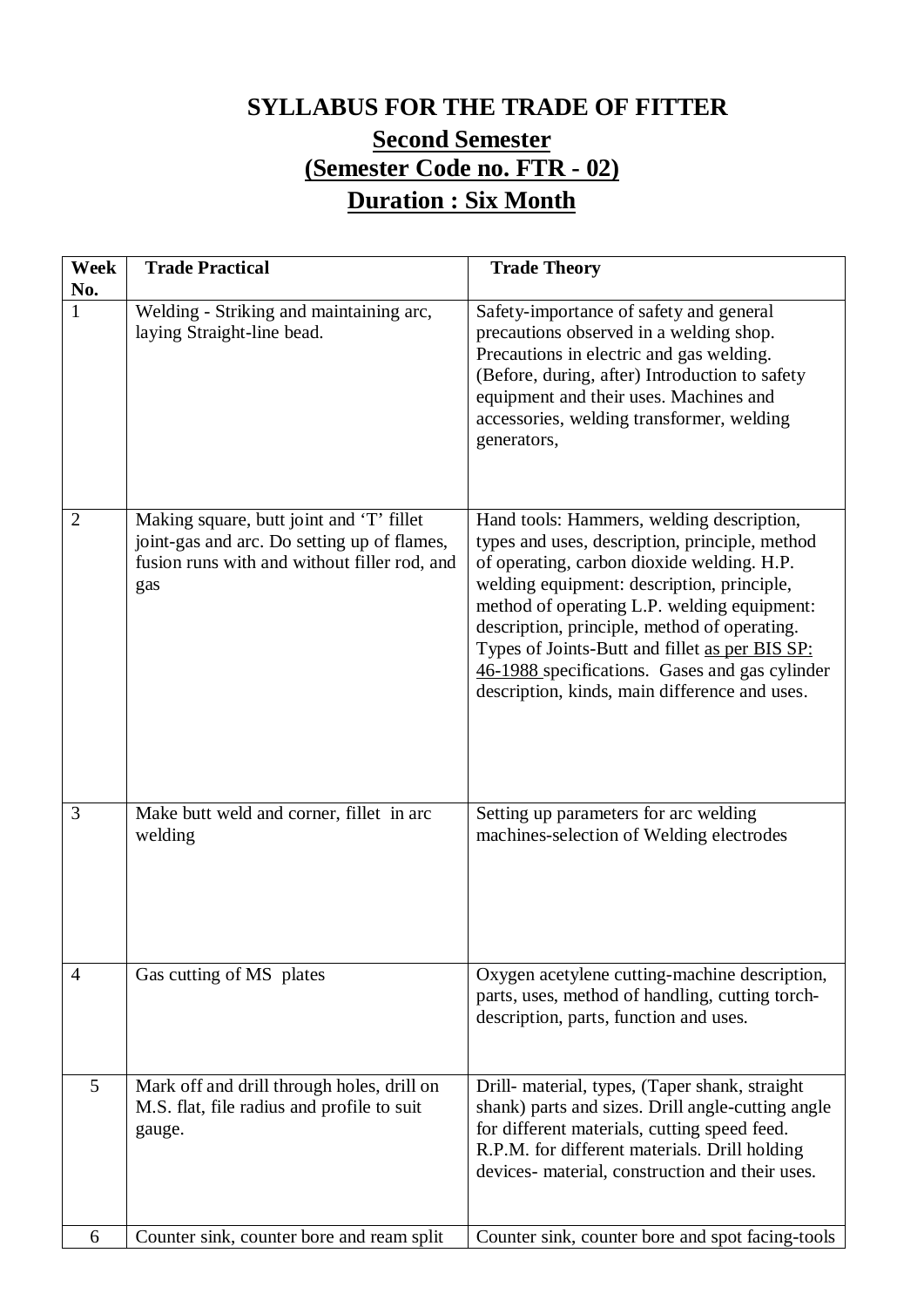# SYLLABUS FOR THE TRADE OF FITTER

## Second Semester

## (Semester Code no. FTR - 02)

## Duration : Six Month

| Week No. | Trade Practical | Trade Theory |
|---|---|---|
| 1 | Welding - Striking and maintaining arc, laying Straight-line bead. | Safety-importance of safety and general precautions observed in a welding shop. Precautions in electric and gas welding. (Before, during, after) Introduction to safety equipment and their uses. Machines and accessories, welding transformer, welding generators, |
| 2 | Making square, butt joint and 'T' fillet joint-gas and arc. Do setting up of flames, fusion runs with and without filler rod, and gas | Hand tools: Hammers, welding description, types and uses, description, principle, method of operating, carbon dioxide welding. H.P. welding equipment: description, principle, method of operating L.P. welding equipment: description, principle, method of operating. Types of Joints-Butt and fillet as per BIS SP: 46-1988 specifications. Gases and gas cylinder description, kinds, main difference and uses. |
| 3 | Make butt weld and corner, fillet in arc welding | Setting up parameters for arc welding machines-selection of Welding electrodes |
| 4 | Gas cutting of MS plates | Oxygen acetylene cutting-machine description, parts, uses, method of handling, cutting torch-description, parts, function and uses. |
| 5 | Mark off and drill through holes, drill on M.S. flat, file radius and profile to suit gauge. | Drill- material, types, (Taper shank, straight shank) parts and sizes. Drill angle-cutting angle for different materials, cutting speed feed. R.P.M. for different materials. Drill holding devices- material, construction and their uses. |
| 6 | Counter sink, counter bore and ream split | Counter sink, counter bore and spot facing-tools |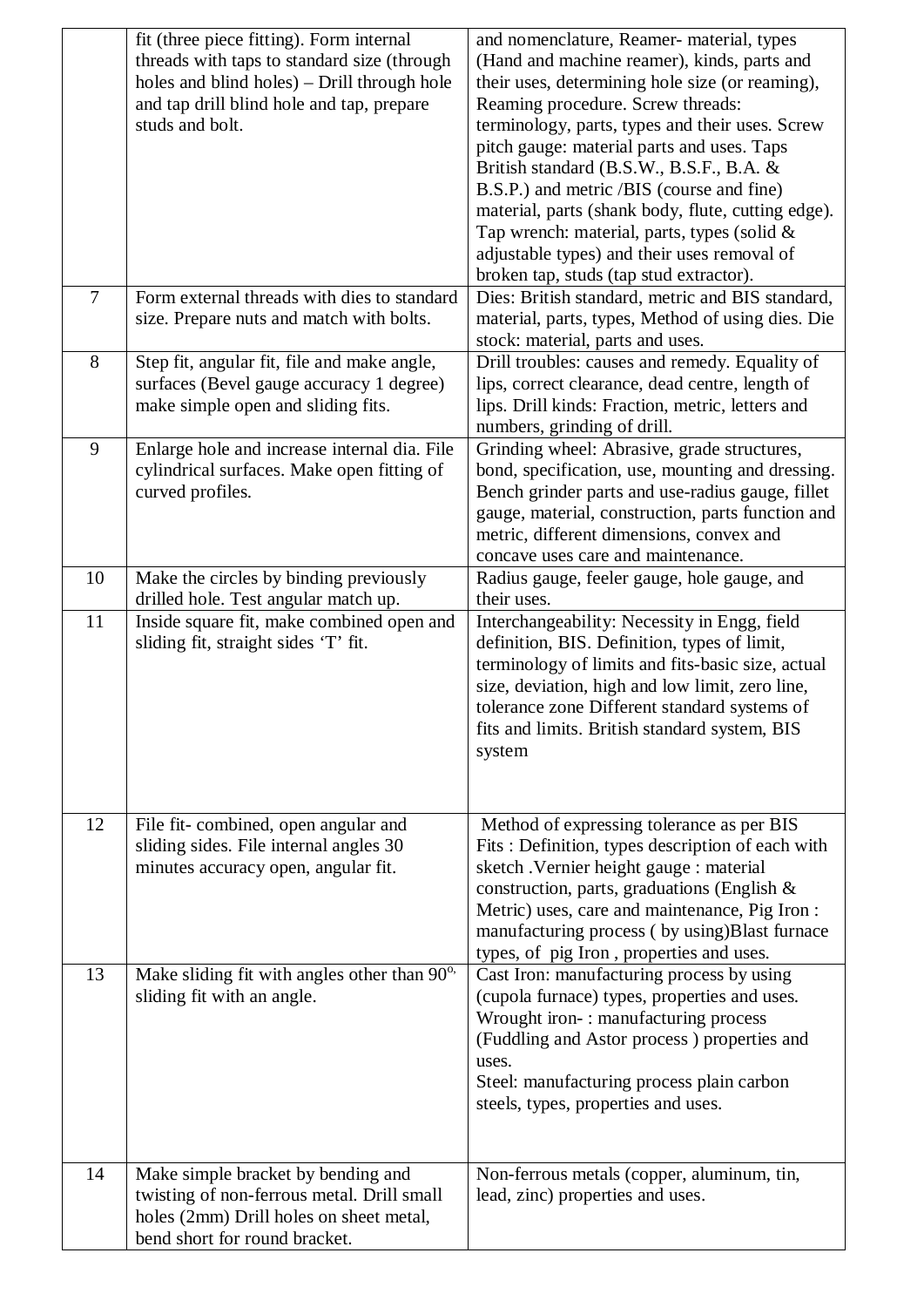| | | |
|---|---|---|
| | fit (three piece fitting). Form internal threads with taps to standard size (through holes and blind holes) – Drill through hole and tap drill blind hole and tap, prepare studs and bolt. | and nomenclature, Reamer- material, types (Hand and machine reamer), kinds, parts and their uses, determining hole size (or reaming), Reaming procedure. Screw threads: terminology, parts, types and their uses. Screw pitch gauge: material parts and uses. Taps British standard (B.S.W., B.S.F., B.A. & B.S.P.) and metric /BIS (course and fine) material, parts (shank body, flute, cutting edge). Tap wrench: material, parts, types (solid & adjustable types) and their uses removal of broken tap, studs (tap stud extractor). |
| 7 | Form external threads with dies to standard size. Prepare nuts and match with bolts. | Dies: British standard, metric and BIS standard, material, parts, types, Method of using dies. Die stock: material, parts and uses. |
| 8 | Step fit, angular fit, file and make angle, surfaces (Bevel gauge accuracy 1 degree) make simple open and sliding fits. | Drill troubles: causes and remedy. Equality of lips, correct clearance, dead centre, length of lips. Drill kinds: Fraction, metric, letters and numbers, grinding of drill. |
| 9 | Enlarge hole and increase internal dia. File cylindrical surfaces. Make open fitting of curved profiles. | Grinding wheel: Abrasive, grade structures, bond, specification, use, mounting and dressing. Bench grinder parts and use-radius gauge, fillet gauge, material, construction, parts function and metric, different dimensions, convex and concave uses care and maintenance. |
| 10 | Make the circles by binding previously drilled hole. Test angular match up. | Radius gauge, feeler gauge, hole gauge, and their uses. |
| 11 | Inside square fit, make combined open and sliding fit, straight sides 'T' fit. | Interchangeability: Necessity in Engg, field definition, BIS. Definition, types of limit, terminology of limits and fits-basic size, actual size, deviation, high and low limit, zero line, tolerance zone Different standard systems of fits and limits. British standard system, BIS system |
| 12 | File fit- combined, open angular and sliding sides. File internal angles 30 minutes accuracy open, angular fit. | Method of expressing tolerance as per BIS Fits : Definition, types description of each with sketch .Vernier height gauge : material construction, parts, graduations (English & Metric) uses, care and maintenance, Pig Iron : manufacturing process ( by using)Blast furnace types, of pig Iron , properties and uses. |
| 13 | Make sliding fit with angles other than $90^{o}$, sliding fit with an angle. | Cast Iron: manufacturing process by using (cupola furnace) types, properties and uses. Wrought iron- : manufacturing process (Fuddling and Astor process ) properties and uses.<br>Steel: manufacturing process plain carbon steels, types, properties and uses. |
| 14 | Make simple bracket by bending and twisting of non-ferrous metal. Drill small holes (2mm) Drill holes on sheet metal, bend short for round bracket. | Non-ferrous metals (copper, aluminum, tin, lead, zinc) properties and uses. |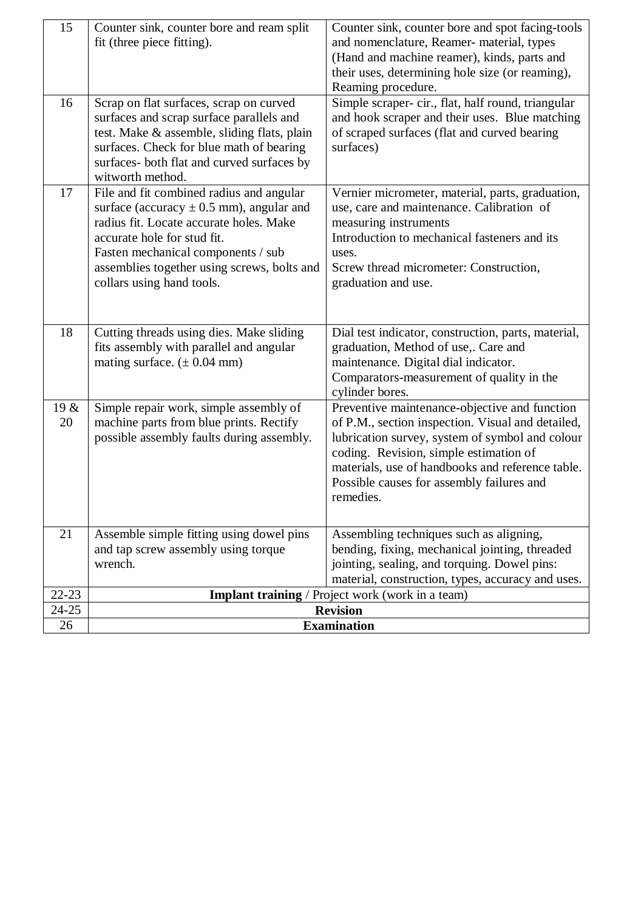| | | |
|---|---|---|
| 15 | Counter sink, counter bore and ream split fit (three piece fitting). | Counter sink, counter bore and spot facing-tools and nomenclature, Reamer- material, types (Hand and machine reamer), kinds, parts and their uses, determining hole size (or reaming), Reaming procedure. |
| 16 | Scrap on flat surfaces, scrap on curved surfaces and scrap surface parallels and test. Make & assemble, sliding flats, plain surfaces. Check for blue math of bearing surfaces- both flat and curved surfaces by witworth method. | Simple scraper- cir., flat, half round, triangular and hook scraper and their uses. Blue matching of scraped surfaces (flat and curved bearing surfaces) |
| 17 | File and fit combined radius and angular surface (accuracy $\pm$ 0.5 mm), angular and radius fit. Locate accurate holes. Make accurate hole for stud fit.<br>Fasten mechanical components / sub assemblies together using screws, bolts and collars using hand tools. | Vernier micrometer, material, parts, graduation, use, care and maintenance. Calibration of measuring instruments<br>Introduction to mechanical fasteners and its uses.<br>Screw thread micrometer: Construction, graduation and use. |
| 18 | Cutting threads using dies. Make sliding fits assembly with parallel and angular mating surface. ($\pm$ 0.04 mm) | Dial test indicator, construction, parts, material, graduation, Method of use,. Care and maintenance. Digital dial indicator. Comparators-measurement of quality in the cylinder bores. |
| 19 & 20 | Simple repair work, simple assembly of machine parts from blue prints. Rectify possible assembly faults during assembly. | Preventive maintenance-objective and function of P.M., section inspection. Visual and detailed, lubrication survey, system of symbol and colour coding. Revision, simple estimation of materials, use of handbooks and reference table. Possible causes for assembly failures and remedies. |
| 21 | Assemble simple fitting using dowel pins and tap screw assembly using torque wrench. | Assembling techniques such as aligning, bending, fixing, mechanical jointing, threaded jointing, sealing, and torquing. Dowel pins: material, construction, types, accuracy and uses. |
| 22-23 | **Implant training** / Project work (work in a team) | |
| 24-25 | **Revision** | |
| 26 | **Examination** | |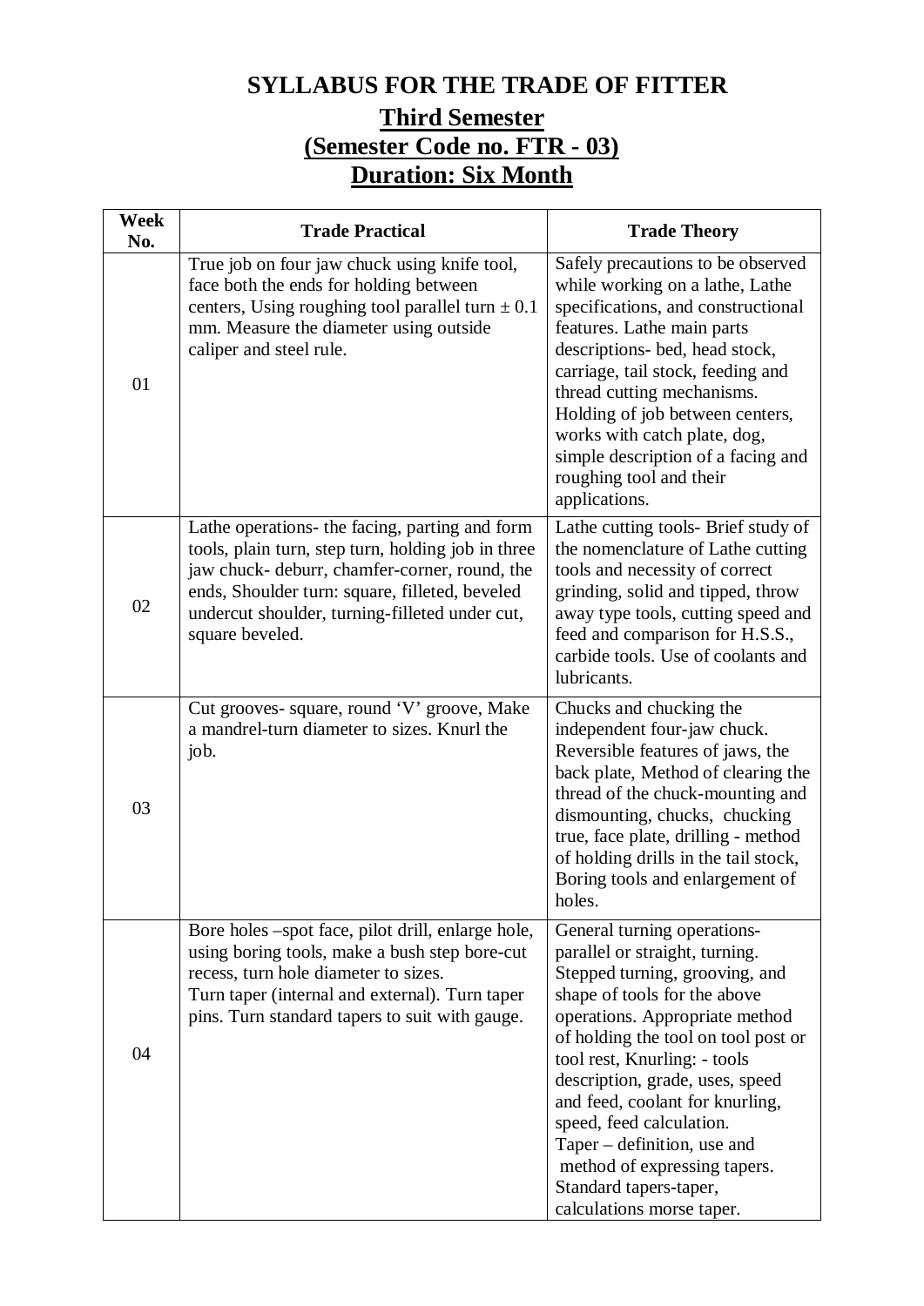# SYLLABUS FOR THE TRADE OF FITTER

## Third Semester

## (Semester Code no. FTR - 03)

## Duration: Six Month

| Week No. | Trade Practical | Trade Theory |
|---|---|---|
| 01 | True job on four jaw chuck using knife tool, face both the ends for holding between centers, Using roughing tool parallel turn $\pm$ 0.1 mm. Measure the diameter using outside caliper and steel rule. | Safely precautions to be observed while working on a lathe, Lathe specifications, and constructional features. Lathe main parts descriptions- bed, head stock, carriage, tail stock, feeding and thread cutting mechanisms. Holding of job between centers, works with catch plate, dog, simple description of a facing and roughing tool and their applications. |
| 02 | Lathe operations- the facing, parting and form tools, plain turn, step turn, holding job in three jaw chuck- deburr, chamfer-corner, round, the ends, Shoulder turn: square, filleted, beveled undercut shoulder, turning-filleted under cut, square beveled. | Lathe cutting tools- Brief study of the nomenclature of Lathe cutting tools and necessity of correct grinding, solid and tipped, throw away type tools, cutting speed and feed and comparison for H.S.S., carbide tools. Use of coolants and lubricants. |
| 03 | Cut grooves- square, round 'V' groove, Make a mandrel-turn diameter to sizes. Knurl the job. | Chucks and chucking the independent four-jaw chuck. Reversible features of jaws, the back plate, Method of clearing the thread of the chuck-mounting and dismounting, chucks, chucking true, face plate, drilling - method of holding drills in the tail stock, Boring tools and enlargement of holes. |
| 04 | Bore holes –spot face, pilot drill, enlarge hole, using boring tools, make a bush step bore-cut recess, turn hole diameter to sizes.<br>Turn taper (internal and external). Turn taper pins. Turn standard tapers to suit with gauge. | General turning operations- parallel or straight, turning. Stepped turning, grooving, and shape of tools for the above operations. Appropriate method of holding the tool on tool post or tool rest, Knurling: - tools description, grade, uses, speed and feed, coolant for knurling, speed, feed calculation.<br>Taper – definition, use and method of expressing tapers. Standard tapers-taper, calculations morse taper. |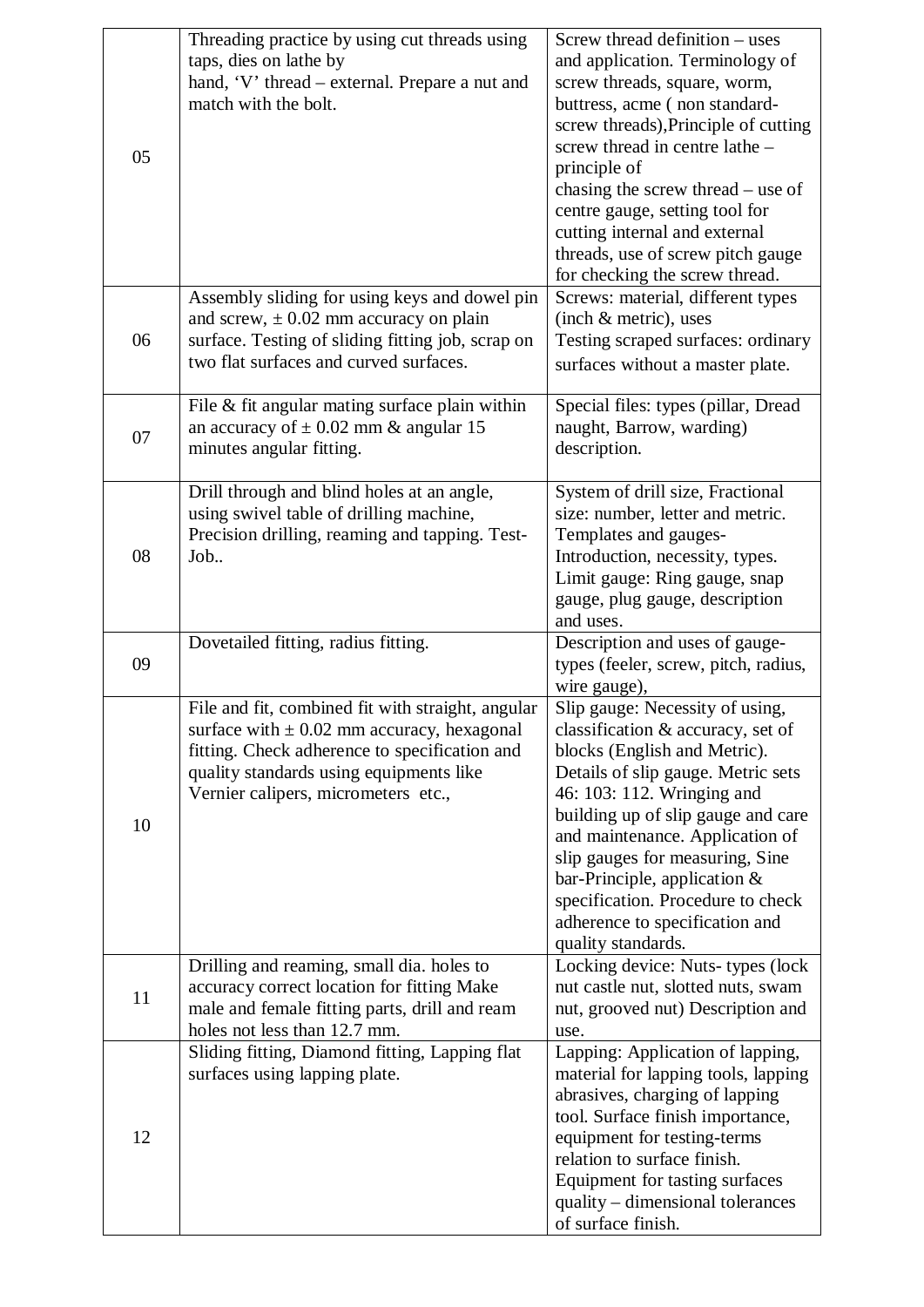| 05 | Threading practice by using cut threads using taps, dies on lathe by hand, 'V' thread – external. Prepare a nut and match with the bolt. | Screw thread definition – uses and application. Terminology of screw threads, square, worm, buttress, acme ( non standard-screw threads),Principle of cutting screw thread in centre lathe – principle of chasing the screw thread – use of centre gauge, setting tool for cutting internal and external threads, use of screw pitch gauge for checking the screw thread. |
|---|---|---|
| 06 | Assembly sliding for using keys and dowel pin and screw, ± 0.02 mm accuracy on plain surface. Testing of sliding fitting job, scrap on two flat surfaces and curved surfaces. | Screws: material, different types (inch & metric), uses Testing scraped surfaces: ordinary surfaces without a master plate. |
| 07 | File & fit angular mating surface plain within an accuracy of ± 0.02 mm & angular 15 minutes angular fitting. | Special files: types (pillar, Dread naught, Barrow, warding) description. |
| 08 | Drill through and blind holes at an angle, using swivel table of drilling machine, Precision drilling, reaming and tapping. Test-Job.. | System of drill size, Fractional size: number, letter and metric. Templates and gauges- Introduction, necessity, types. Limit gauge: Ring gauge, snap gauge, plug gauge, description and uses. |
| 09 | Dovetailed fitting, radius fitting. | Description and uses of gauge- types (feeler, screw, pitch, radius, wire gauge), |
| 10 | File and fit, combined fit with straight, angular surface with ± 0.02 mm accuracy, hexagonal fitting. Check adherence to specification and quality standards using equipments like Vernier calipers, micrometers etc., | Slip gauge: Necessity of using, classification & accuracy, set of blocks (English and Metric). Details of slip gauge. Metric sets 46: 103: 112. Wringing and building up of slip gauge and care and maintenance. Application of slip gauges for measuring, Sine bar-Principle, application & specification. Procedure to check adherence to specification and quality standards. |
| 11 | Drilling and reaming, small dia. holes to accuracy correct location for fitting Make male and female fitting parts, drill and ream holes not less than 12.7 mm. | Locking device: Nuts- types (lock nut castle nut, slotted nuts, swam nut, grooved nut) Description and use. |
| 12 | Sliding fitting, Diamond fitting, Lapping flat surfaces using lapping plate. | Lapping: Application of lapping, material for lapping tools, lapping abrasives, charging of lapping tool. Surface finish importance, equipment for testing-terms relation to surface finish. Equipment for tasting surfaces quality – dimensional tolerances of surface finish. |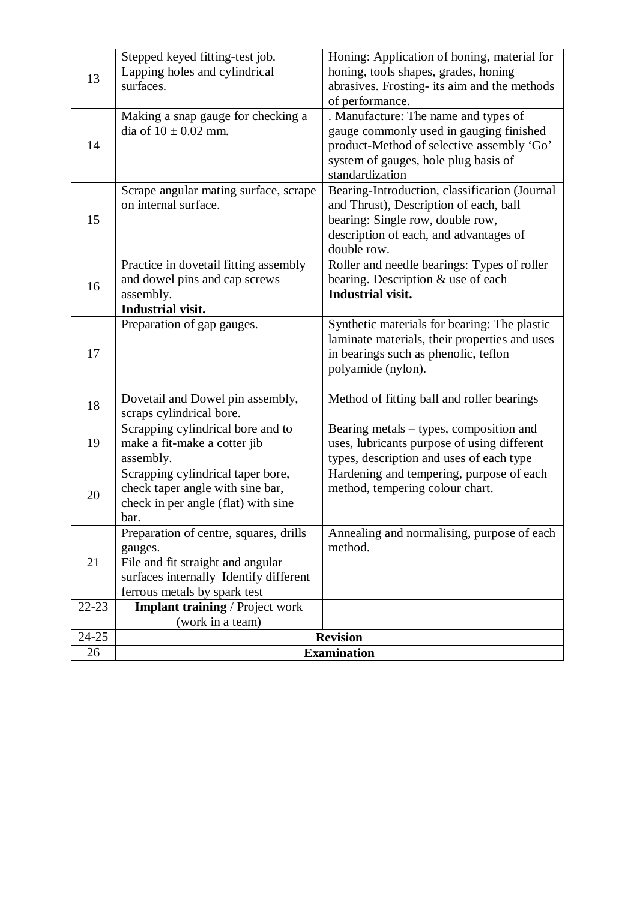| 13 | Stepped keyed fitting-test job. Lapping holes and cylindrical surfaces. | Honing: Application of honing, material for honing, tools shapes, grades, honing abrasives. Frosting- its aim and the methods of performance. |
|---|---|---|
| 14 | Making a snap gauge for checking a dia of $10 \pm 0.02$ mm. | . Manufacture: The name and types of gauge commonly used in gauging finished product-Method of selective assembly 'Go' system of gauges, hole plug basis of standardization |
| 15 | Scrape angular mating surface, scrape on internal surface. | Bearing-Introduction, classification (Journal and Thrust), Description of each, ball bearing: Single row, double row, description of each, and advantages of double row. |
| 16 | Practice in dovetail fitting assembly and dowel pins and cap screws assembly. **Industrial visit.** | Roller and needle bearings: Types of roller bearing. Description & use of each **Industrial visit.** |
| 17 | Preparation of gap gauges. | Synthetic materials for bearing: The plastic laminate materials, their properties and uses in bearings such as phenolic, teflon polyamide (nylon). |
| 18 | Dovetail and Dowel pin assembly, scraps cylindrical bore. | Method of fitting ball and roller bearings |
| 19 | Scrapping cylindrical bore and to make a fit-make a cotter jib assembly. | Bearing metals – types, composition and uses, lubricants purpose of using different types, description and uses of each type |
| 20 | Scrapping cylindrical taper bore, check taper angle with sine bar, check in per angle (flat) with sine bar. | Hardening and tempering, purpose of each method, tempering colour chart. |
| 21 | Preparation of centre, squares, drills gauges. File and fit straight and angular surfaces internally Identify different ferrous metals by spark test | Annealing and normalising, purpose of each method. |
| 22-23 | **Implant training** / Project work (work in a team) | |
| 24-25 | **Revision** | |
| 26 | **Examination** | |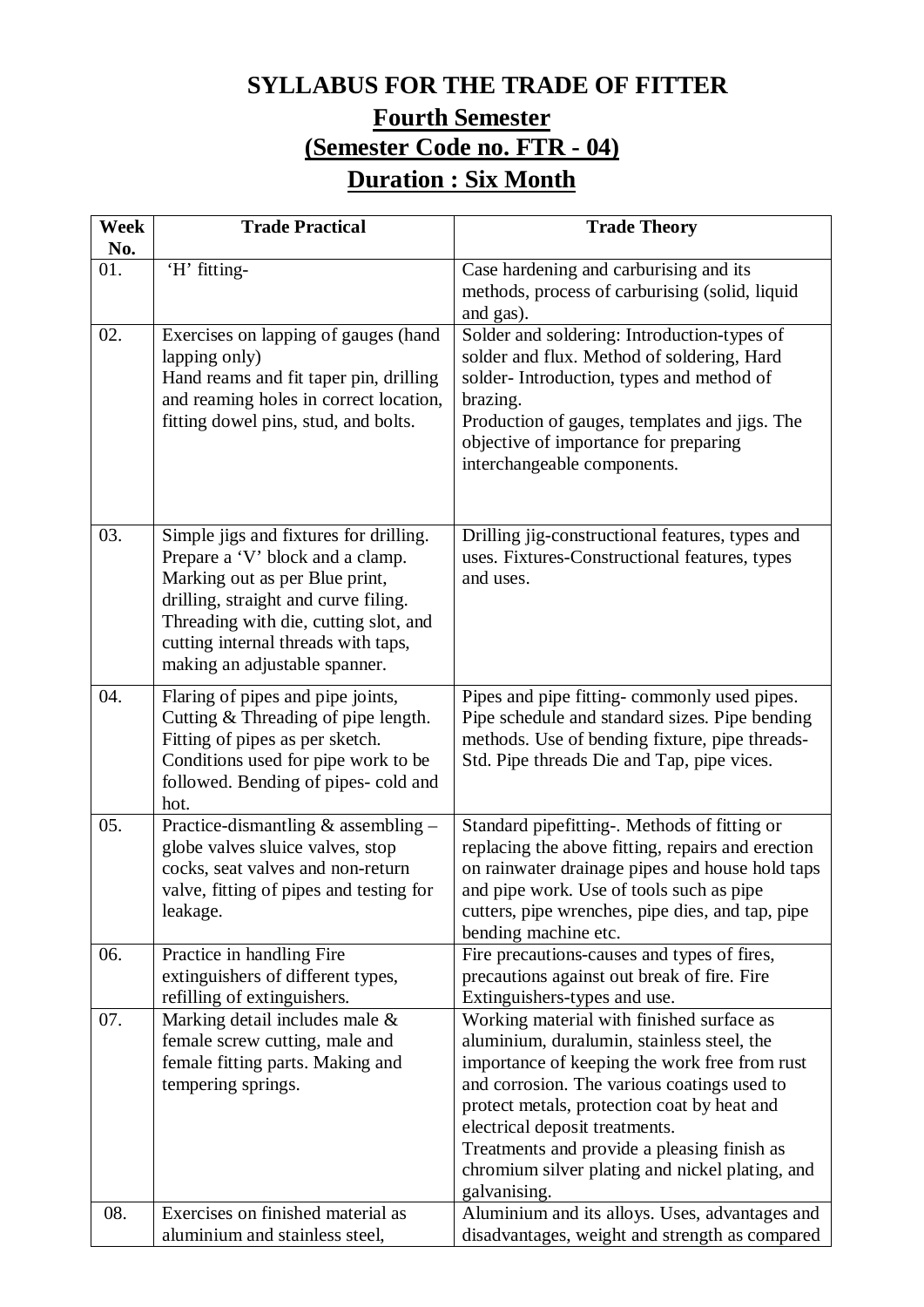# SYLLABUS FOR THE TRADE OF FITTER

## Fourth Semester

## (Semester Code no. FTR - 04)

## Duration : Six Month

| Week No. | Trade Practical | Trade Theory |
|---|---|---|
| 01. | 'H' fitting- | Case hardening and carburising and its methods, process of carburising (solid, liquid and gas). |
| 02. | Exercises on lapping of gauges (hand lapping only)<br>Hand reams and fit taper pin, drilling and reaming holes in correct location, fitting dowel pins, stud, and bolts. | Solder and soldering: Introduction-types of solder and flux. Method of soldering, Hard solder- Introduction, types and method of brazing.<br>Production of gauges, templates and jigs. The objective of importance for preparing interchangeable components. |
| 03. | Simple jigs and fixtures for drilling. Prepare a 'V' block and a clamp. Marking out as per Blue print, drilling, straight and curve filing. Threading with die, cutting slot, and cutting internal threads with taps, making an adjustable spanner. | Drilling jig-constructional features, types and uses. Fixtures-Constructional features, types and uses. |
| 04. | Flaring of pipes and pipe joints, Cutting & Threading of pipe length. Fitting of pipes as per sketch. Conditions used for pipe work to be followed. Bending of pipes- cold and hot. | Pipes and pipe fitting- commonly used pipes. Pipe schedule and standard sizes. Pipe bending methods. Use of bending fixture, pipe threads-Std. Pipe threads Die and Tap, pipe vices. |
| 05. | Practice-dismantling & assembling – globe valves sluice valves, stop cocks, seat valves and non-return valve, fitting of pipes and testing for leakage. | Standard pipefitting-. Methods of fitting or replacing the above fitting, repairs and erection on rainwater drainage pipes and house hold taps and pipe work. Use of tools such as pipe cutters, pipe wrenches, pipe dies, and tap, pipe bending machine etc. |
| 06. | Practice in handling Fire extinguishers of different types, refilling of extinguishers. | Fire precautions-causes and types of fires, precautions against out break of fire. Fire Extinguishers-types and use. |
| 07. | Marking detail includes male & female screw cutting, male and female fitting parts. Making and tempering springs. | Working material with finished surface as aluminium, duralumin, stainless steel, the importance of keeping the work free from rust and corrosion. The various coatings used to protect metals, protection coat by heat and electrical deposit treatments.<br>Treatments and provide a pleasing finish as chromium silver plating and nickel plating, and galvanising. |
| 08. | Exercises on finished material as aluminium and stainless steel, | Aluminium and its alloys. Uses, advantages and disadvantages, weight and strength as compared |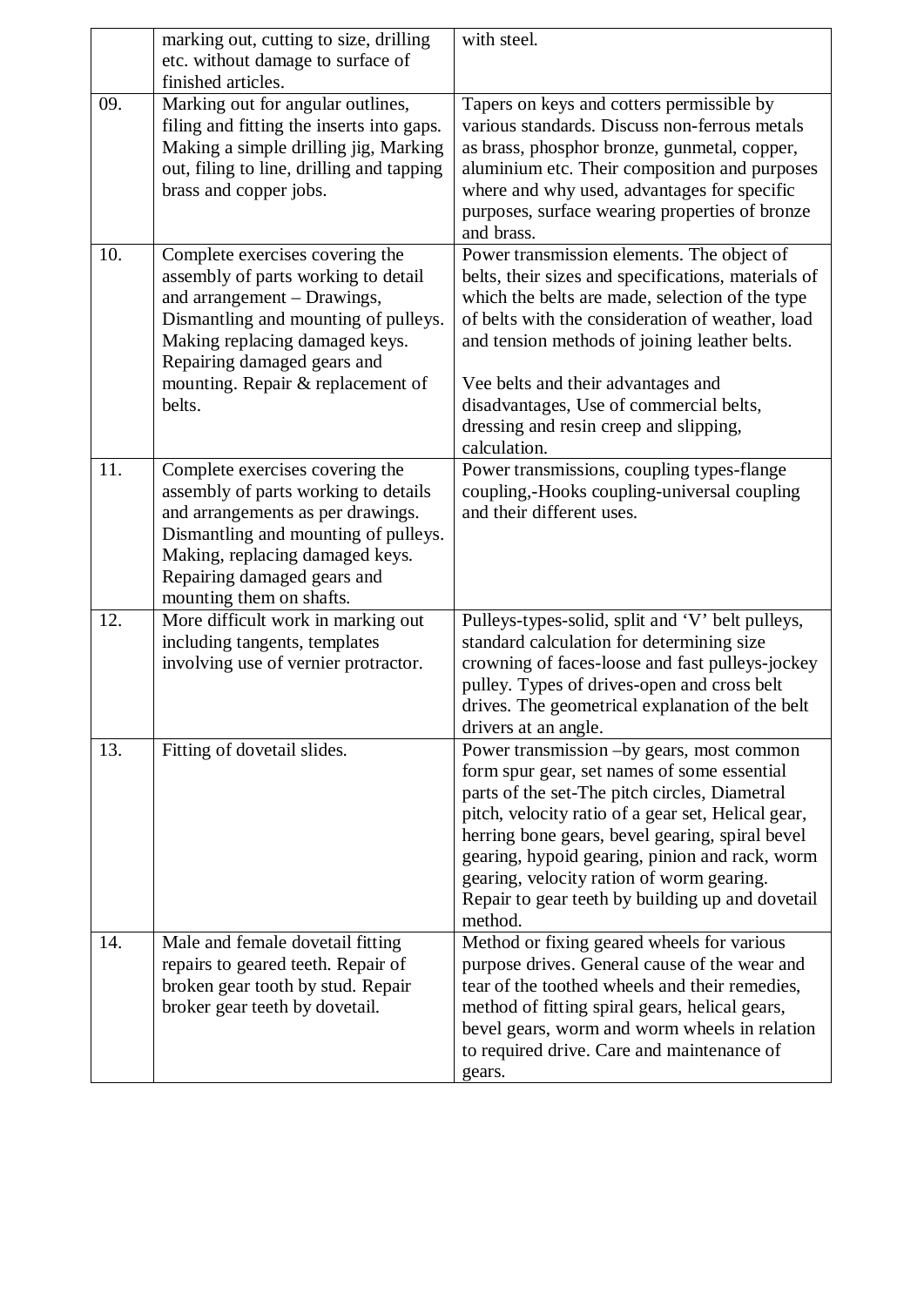| | | |
|---|---|---|
| | marking out, cutting to size, drilling etc. without damage to surface of finished articles. | with steel. |
| 09. | Marking out for angular outlines, filing and fitting the inserts into gaps. Making a simple drilling jig, Marking out, filing to line, drilling and tapping brass and copper jobs. | Tapers on keys and cotters permissible by various standards. Discuss non-ferrous metals as brass, phosphor bronze, gunmetal, copper, aluminium etc. Their composition and purposes where and why used, advantages for specific purposes, surface wearing properties of bronze and brass. |
| 10. | Complete exercises covering the assembly of parts working to detail and arrangement – Drawings, Dismantling and mounting of pulleys. Making replacing damaged keys. Repairing damaged gears and mounting. Repair & replacement of belts. | Power transmission elements. The object of belts, their sizes and specifications, materials of which the belts are made, selection of the type of belts with the consideration of weather, load and tension methods of joining leather belts.<br><br>Vee belts and their advantages and disadvantages, Use of commercial belts, dressing and resin creep and slipping, calculation. |
| 11. | Complete exercises covering the assembly of parts working to details and arrangements as per drawings. Dismantling and mounting of pulleys. Making, replacing damaged keys. Repairing damaged gears and mounting them on shafts. | Power transmissions, coupling types-flange coupling,-Hooks coupling-universal coupling and their different uses. |
| 12. | More difficult work in marking out including tangents, templates involving use of vernier protractor. | Pulleys-types-solid, split and 'V' belt pulleys, standard calculation for determining size crowning of faces-loose and fast pulleys-jockey pulley. Types of drives-open and cross belt drives. The geometrical explanation of the belt drivers at an angle. |
| 13. | Fitting of dovetail slides. | Power transmission –by gears, most common form spur gear, set names of some essential parts of the set-The pitch circles, Diametral pitch, velocity ratio of a gear set, Helical gear, herring bone gears, bevel gearing, spiral bevel gearing, hypoid gearing, pinion and rack, worm gearing, velocity ration of worm gearing. Repair to gear teeth by building up and dovetail method. |
| 14. | Male and female dovetail fitting repairs to geared teeth. Repair of broken gear tooth by stud. Repair broker gear teeth by dovetail. | Method or fixing geared wheels for various purpose drives. General cause of the wear and tear of the toothed wheels and their remedies, method of fitting spiral gears, helical gears, bevel gears, worm and worm wheels in relation to required drive. Care and maintenance of gears. |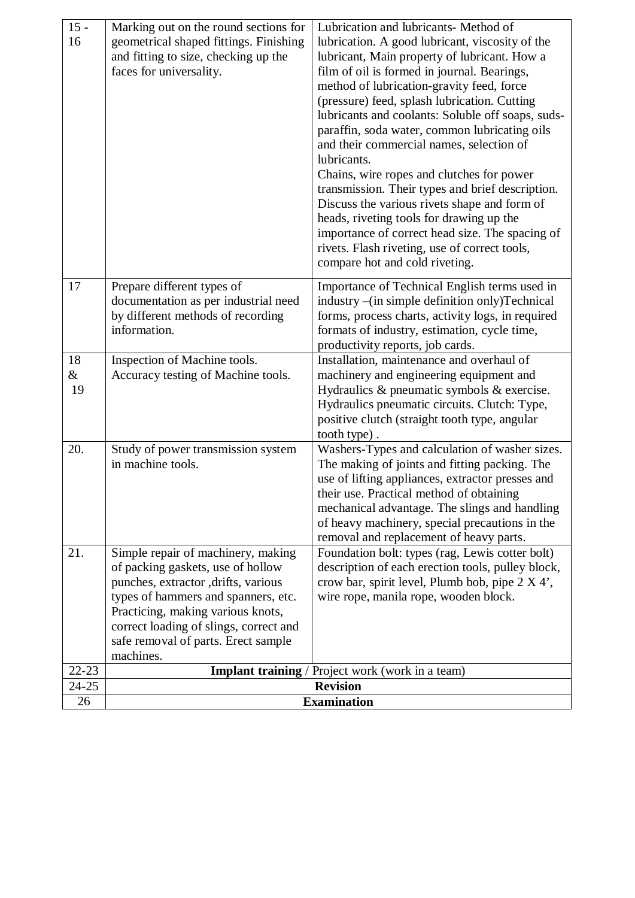| | | |
|---|---|---|
| 15 - 16 | Marking out on the round sections for geometrical shaped fittings. Finishing and fitting to size, checking up the faces for universality. | Lubrication and lubricants- Method of lubrication. A good lubricant, viscosity of the lubricant, Main property of lubricant. How a film of oil is formed in journal. Bearings, method of lubrication-gravity feed, force (pressure) feed, splash lubrication. Cutting lubricants and coolants: Soluble off soaps, suds-paraffin, soda water, common lubricating oils and their commercial names, selection of lubricants.<br>Chains, wire ropes and clutches for power transmission. Their types and brief description. Discuss the various rivets shape and form of heads, riveting tools for drawing up the importance of correct head size. The spacing of rivets. Flash riveting, use of correct tools, compare hot and cold riveting. |
| 17 | Prepare different types of documentation as per industrial need by different methods of recording information. | Importance of Technical English terms used in industry –(in simple definition only)Technical forms, process charts, activity logs, in required formats of industry, estimation, cycle time, productivity reports, job cards. |
| 18 & 19 | Inspection of Machine tools.<br>Accuracy testing of Machine tools. | Installation, maintenance and overhaul of machinery and engineering equipment and Hydraulics & pneumatic symbols & exercise. Hydraulics pneumatic circuits. Clutch: Type, positive clutch (straight tooth type, angular tooth type) . |
| 20. | Study of power transmission system in machine tools. | Washers-Types and calculation of washer sizes. The making of joints and fitting packing. The use of lifting appliances, extractor presses and their use. Practical method of obtaining mechanical advantage. The slings and handling of heavy machinery, special precautions in the removal and replacement of heavy parts. |
| 21. | Simple repair of machinery, making of packing gaskets, use of hollow punches, extractor ,drifts, various types of hammers and spanners, etc. Practicing, making various knots, correct loading of slings, correct and safe removal of parts. Erect sample machines. | Foundation bolt: types (rag, Lewis cotter bolt) description of each erection tools, pulley block, crow bar, spirit level, Plumb bob, pipe 2 X 4', wire rope, manila rope, wooden block. |
| 22-23 | **Implant training** / Project work (work in a team) | |
| 24-25 | **Revision** | |
| 26 | **Examination** | |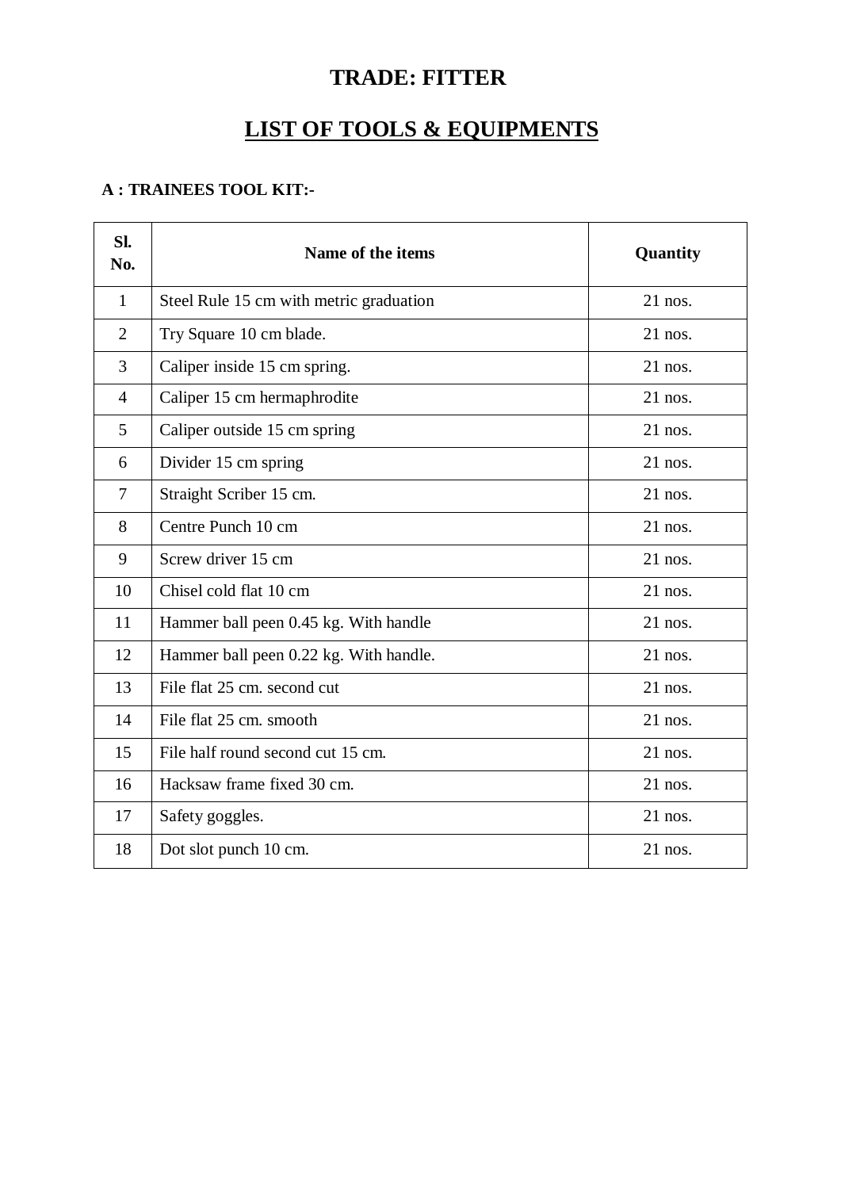# TRADE: FITTER

## LIST OF TOOLS & EQUIPMENTS

**A : TRAINEES TOOL KIT:-**

| Sl. No. | Name of the items | Quantity |
|---|---|---|
| 1 | Steel Rule 15 cm with metric graduation | 21 nos. |
| 2 | Try Square 10 cm blade. | 21 nos. |
| 3 | Caliper inside 15 cm spring. | 21 nos. |
| 4 | Caliper 15 cm hermaphrodite | 21 nos. |
| 5 | Caliper outside 15 cm spring | 21 nos. |
| 6 | Divider 15 cm spring | 21 nos. |
| 7 | Straight Scriber 15 cm. | 21 nos. |
| 8 | Centre Punch 10 cm | 21 nos. |
| 9 | Screw driver 15 cm | 21 nos. |
| 10 | Chisel cold flat 10 cm | 21 nos. |
| 11 | Hammer ball peen 0.45 kg. With handle | 21 nos. |
| 12 | Hammer ball peen 0.22 kg. With handle. | 21 nos. |
| 13 | File flat 25 cm. second cut | 21 nos. |
| 14 | File flat 25 cm. smooth | 21 nos. |
| 15 | File half round second cut 15 cm. | 21 nos. |
| 16 | Hacksaw frame fixed 30 cm. | 21 nos. |
| 17 | Safety goggles. | 21 nos. |
| 18 | Dot slot punch 10 cm. | 21 nos. |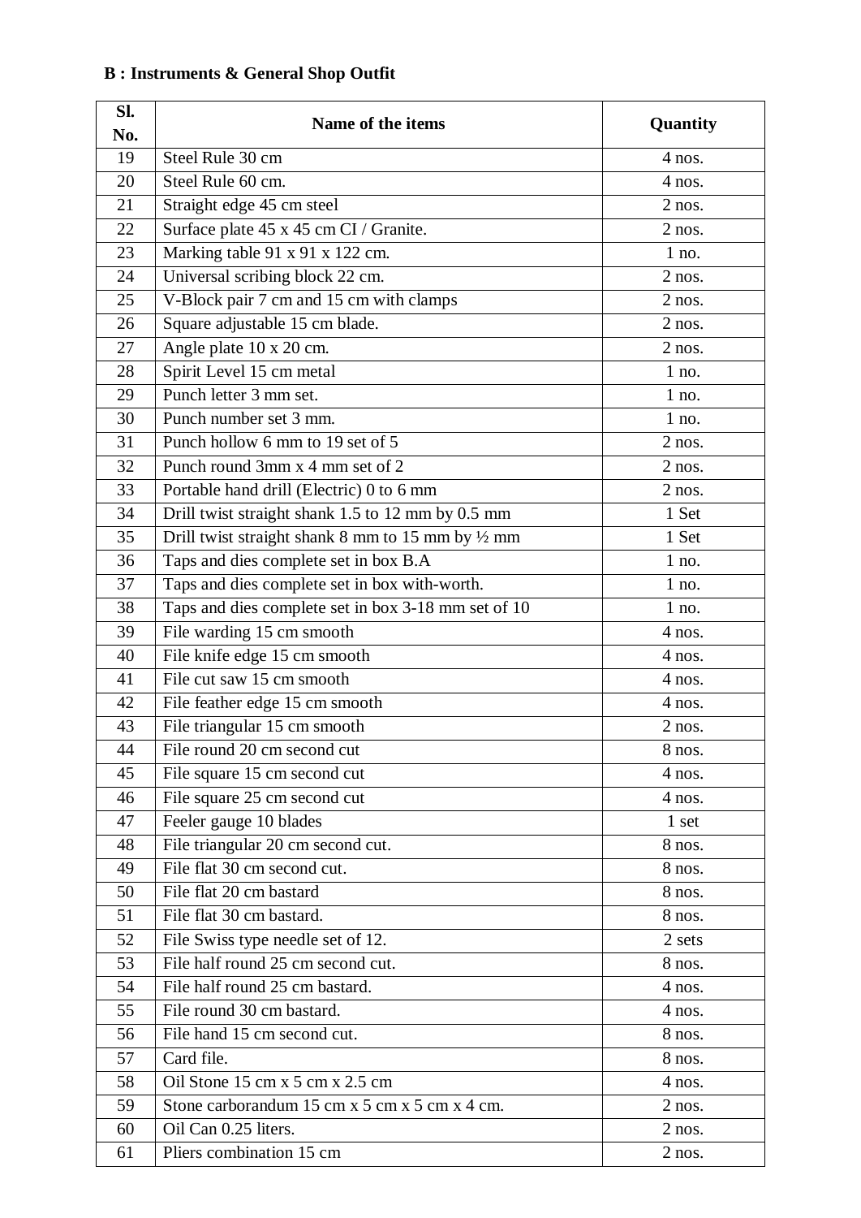**B : Instruments & General Shop Outfit**

| Sl. No. | Name of the items | Quantity |
|---|---|---|
| 19 | Steel Rule 30 cm | 4 nos. |
| 20 | Steel Rule 60 cm. | 4 nos. |
| 21 | Straight edge 45 cm steel | 2 nos. |
| 22 | Surface plate 45 x 45 cm CI / Granite. | 2 nos. |
| 23 | Marking table 91 x 91 x 122 cm. | 1 no. |
| 24 | Universal scribing block 22 cm. | 2 nos. |
| 25 | V-Block pair 7 cm and 15 cm with clamps | 2 nos. |
| 26 | Square adjustable 15 cm blade. | 2 nos. |
| 27 | Angle plate 10 x 20 cm. | 2 nos. |
| 28 | Spirit Level 15 cm metal | 1 no. |
| 29 | Punch letter 3 mm set. | 1 no. |
| 30 | Punch number set 3 mm. | 1 no. |
| 31 | Punch hollow 6 mm to 19 set of 5 | 2 nos. |
| 32 | Punch round 3mm x 4 mm set of 2 | 2 nos. |
| 33 | Portable hand drill (Electric) 0 to 6 mm | 2 nos. |
| 34 | Drill twist straight shank 1.5 to 12 mm by 0.5 mm | 1 Set |
| 35 | Drill twist straight shank 8 mm to 15 mm by ½ mm | 1 Set |
| 36 | Taps and dies complete set in box B.A | 1 no. |
| 37 | Taps and dies complete set in box with-worth. | 1 no. |
| 38 | Taps and dies complete set in box 3-18 mm set of 10 | 1 no. |
| 39 | File warding 15 cm smooth | 4 nos. |
| 40 | File knife edge 15 cm smooth | 4 nos. |
| 41 | File cut saw 15 cm smooth | 4 nos. |
| 42 | File feather edge 15 cm smooth | 4 nos. |
| 43 | File triangular 15 cm smooth | 2 nos. |
| 44 | File round 20 cm second cut | 8 nos. |
| 45 | File square 15 cm second cut | 4 nos. |
| 46 | File square 25 cm second cut | 4 nos. |
| 47 | Feeler gauge 10 blades | 1 set |
| 48 | File triangular 20 cm second cut. | 8 nos. |
| 49 | File flat 30 cm second cut. | 8 nos. |
| 50 | File flat 20 cm bastard | 8 nos. |
| 51 | File flat 30 cm bastard. | 8 nos. |
| 52 | File Swiss type needle set of 12. | 2 sets |
| 53 | File half round 25 cm second cut. | 8 nos. |
| 54 | File half round 25 cm bastard. | 4 nos. |
| 55 | File round 30 cm bastard. | 4 nos. |
| 56 | File hand 15 cm second cut. | 8 nos. |
| 57 | Card file. | 8 nos. |
| 58 | Oil Stone 15 cm x 5 cm x 2.5 cm | 4 nos. |
| 59 | Stone carborandum 15 cm x 5 cm x 5 cm x 4 cm. | 2 nos. |
| 60 | Oil Can 0.25 liters. | 2 nos. |
| 61 | Pliers combination 15 cm | 2 nos. |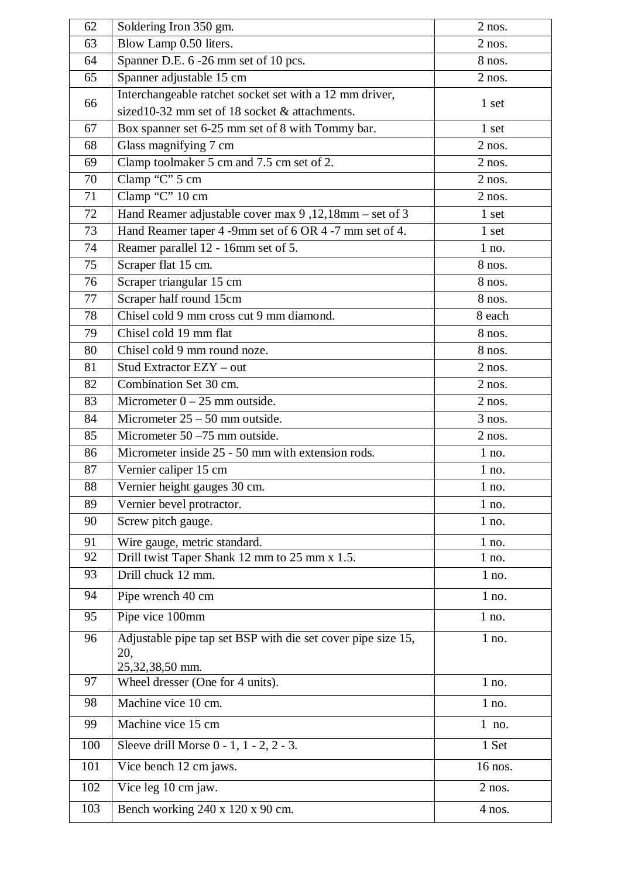| 62 | Soldering Iron 350 gm. | 2 nos. |
|---|---|---|
| 63 | Blow Lamp 0.50 liters. | 2 nos. |
| 64 | Spanner D.E. 6 -26 mm set of 10 pcs. | 8 nos. |
| 65 | Spanner adjustable 15 cm | 2 nos. |
| 66 | Interchangeable ratchet socket set with a 12 mm driver, sized10-32 mm set of 18 socket & attachments. | 1 set |
| 67 | Box spanner set 6-25 mm set of 8 with Tommy bar. | 1 set |
| 68 | Glass magnifying 7 cm | 2 nos. |
| 69 | Clamp toolmaker 5 cm and 7.5 cm set of 2. | 2 nos. |
| 70 | Clamp “C” 5 cm | 2 nos. |
| 71 | Clamp “C” 10 cm | 2 nos. |
| 72 | Hand Reamer adjustable cover max 9 ,12,18mm – set of 3 | 1 set |
| 73 | Hand Reamer taper 4 -9mm set of 6 OR 4 -7 mm set of 4. | 1 set |
| 74 | Reamer parallel 12 - 16mm set of 5. | 1 no. |
| 75 | Scraper flat 15 cm. | 8 nos. |
| 76 | Scraper triangular 15 cm | 8 nos. |
| 77 | Scraper half round 15cm | 8 nos. |
| 78 | Chisel cold 9 mm cross cut 9 mm diamond. | 8 each |
| 79 | Chisel cold 19 mm flat | 8 nos. |
| 80 | Chisel cold 9 mm round noze. | 8 nos. |
| 81 | Stud Extractor EZY – out | 2 nos. |
| 82 | Combination Set 30 cm. | 2 nos. |
| 83 | Micrometer 0 – 25 mm outside. | 2 nos. |
| 84 | Micrometer 25 – 50 mm outside. | 3 nos. |
| 85 | Micrometer 50 –75 mm outside. | 2 nos. |
| 86 | Micrometer inside 25 - 50 mm with extension rods. | 1 no. |
| 87 | Vernier caliper 15 cm | 1 no. |
| 88 | Vernier height gauges 30 cm. | 1 no. |
| 89 | Vernier bevel protractor. | 1 no. |
| 90 | Screw pitch gauge. | 1 no. |
| 91 | Wire gauge, metric standard. | 1 no. |
| 92 | Drill twist Taper Shank 12 mm to 25 mm x 1.5. | 1 no. |
| 93 | Drill chuck 12 mm. | 1 no. |
| 94 | Pipe wrench 40 cm | 1 no. |
| 95 | Pipe vice 100mm | 1 no. |
| 96 | Adjustable pipe tap set BSP with die set cover pipe size 15, 20, 25,32,38,50 mm. | 1 no. |
| 97 | Wheel dresser (One for 4 units). | 1 no. |
| 98 | Machine vice 10 cm. | 1 no. |
| 99 | Machine vice 15 cm | 1 no. |
| 100 | Sleeve drill Morse 0 - 1, 1 - 2, 2 - 3. | 1 Set |
| 101 | Vice bench 12 cm jaws. | 16 nos. |
| 102 | Vice leg 10 cm jaw. | 2 nos. |
| 103 | Bench working 240 x 120 x 90 cm. | 4 nos. |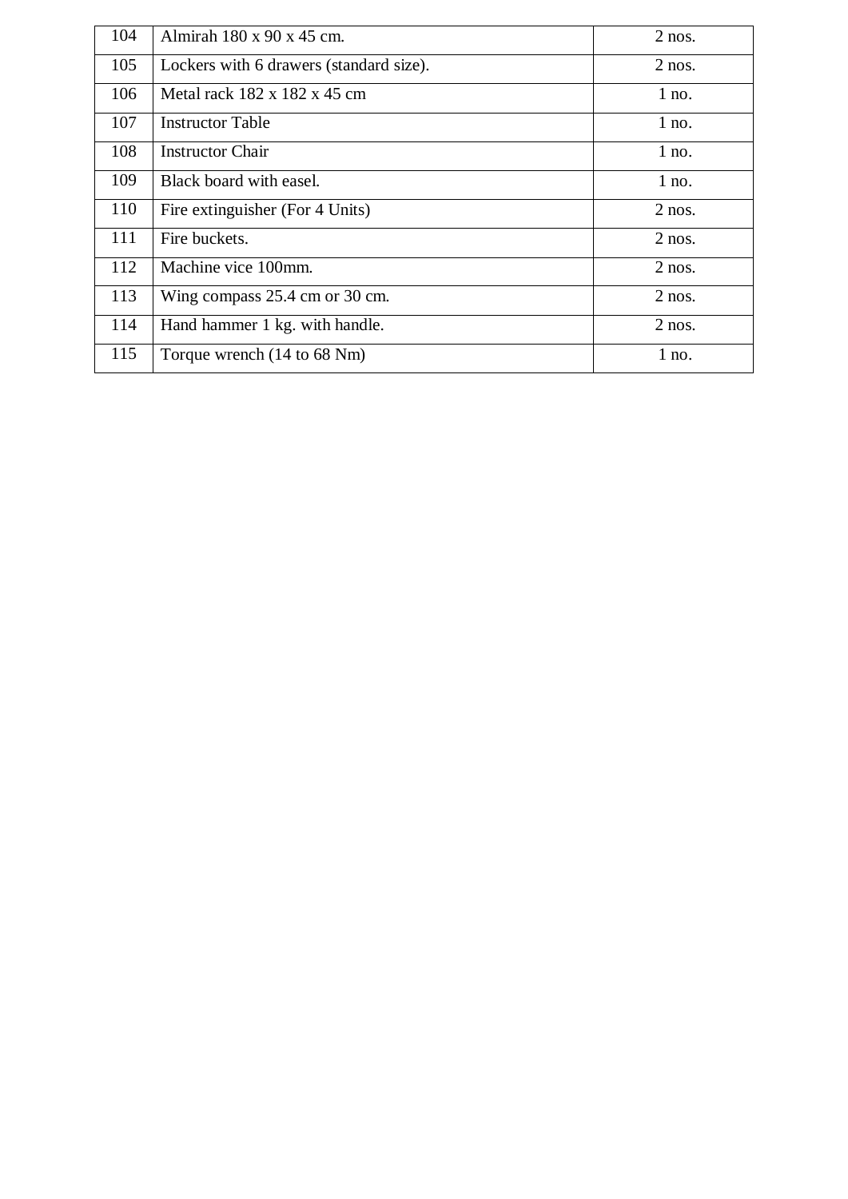| | | |
|---|---|---|
| 104 | Almirah 180 x 90 x 45 cm. | 2 nos. |
| 105 | Lockers with 6 drawers (standard size). | 2 nos. |
| 106 | Metal rack 182 x 182 x 45 cm | 1 no. |
| 107 | Instructor Table | 1 no. |
| 108 | Instructor Chair | 1 no. |
| 109 | Black board with easel. | 1 no. |
| 110 | Fire extinguisher (For 4 Units) | 2 nos. |
| 111 | Fire buckets. | 2 nos. |
| 112 | Machine vice 100mm. | 2 nos. |
| 113 | Wing compass 25.4 cm or 30 cm. | 2 nos. |
| 114 | Hand hammer 1 kg. with handle. | 2 nos. |
| 115 | Torque wrench (14 to 68 Nm) | 1 no. |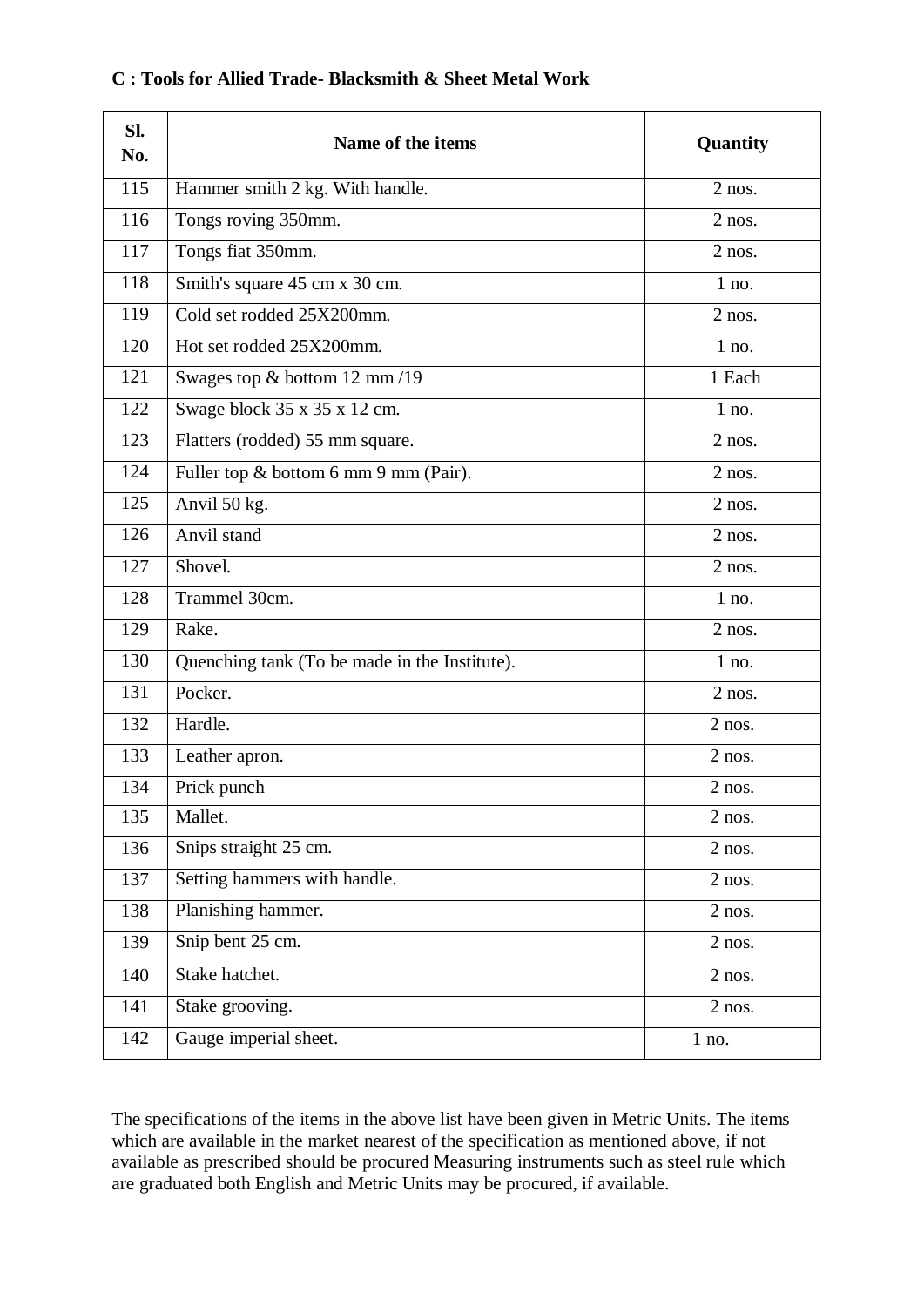**C : Tools for Allied Trade- Blacksmith & Sheet Metal Work**

| Sl. No. | Name of the items | Quantity |
|---|---|---|
| 115 | Hammer smith 2 kg. With handle. | 2 nos. |
| 116 | Tongs roving 350mm. | 2 nos. |
| 117 | Tongs fiat 350mm. | 2 nos. |
| 118 | Smith's square 45 cm x 30 cm. | 1 no. |
| 119 | Cold set rodded 25X200mm. | 2 nos. |
| 120 | Hot set rodded 25X200mm. | 1 no. |
| 121 | Swages top & bottom 12 mm /19 | 1 Each |
| 122 | Swage block 35 x 35 x 12 cm. | 1 no. |
| 123 | Flatters (rodded) 55 mm square. | 2 nos. |
| 124 | Fuller top & bottom 6 mm 9 mm (Pair). | 2 nos. |
| 125 | Anvil 50 kg. | 2 nos. |
| 126 | Anvil stand | 2 nos. |
| 127 | Shovel. | 2 nos. |
| 128 | Trammel 30cm. | 1 no. |
| 129 | Rake. | 2 nos. |
| 130 | Quenching tank (To be made in the Institute). | 1 no. |
| 131 | Pocker. | 2 nos. |
| 132 | Hardle. | 2 nos. |
| 133 | Leather apron. | 2 nos. |
| 134 | Prick punch | 2 nos. |
| 135 | Mallet. | 2 nos. |
| 136 | Snips straight 25 cm. | 2 nos. |
| 137 | Setting hammers with handle. | 2 nos. |
| 138 | Planishing hammer. | 2 nos. |
| 139 | Snip bent 25 cm. | 2 nos. |
| 140 | Stake hatchet. | 2 nos. |
| 141 | Stake grooving. | 2 nos. |
| 142 | Gauge imperial sheet. | 1 no. |

The specifications of the items in the above list have been given in Metric Units. The items which are available in the market nearest of the specification as mentioned above, if not available as prescribed should be procured Measuring instruments such as steel rule which are graduated both English and Metric Units may be procured, if available.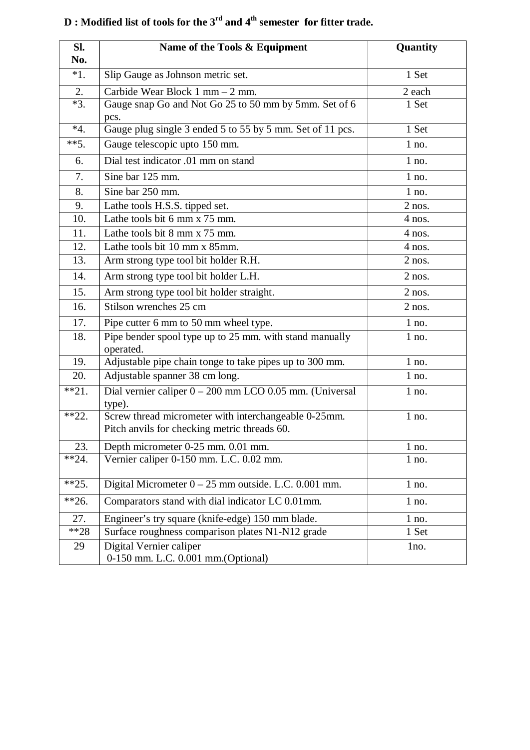**D : Modified list of tools for the 3rd and 4th semester for fitter trade.**

| Sl. No. | Name of the Tools & Equipment | Quantity |
|---|---|---|
| *1. | Slip Gauge as Johnson metric set. | 1 Set |
| 2. | Carbide Wear Block 1 mm – 2 mm. | 2 each |
| *3. | Gauge snap Go and Not Go 25 to 50 mm by 5mm. Set of 6 pcs. | 1 Set |
| *4. | Gauge plug single 3 ended 5 to 55 by 5 mm. Set of 11 pcs. | 1 Set |
| **5. | Gauge telescopic upto 150 mm. | 1 no. |
| 6. | Dial test indicator .01 mm on stand | 1 no. |
| 7. | Sine bar 125 mm. | 1 no. |
| 8. | Sine bar 250 mm. | 1 no. |
| 9. | Lathe tools H.S.S. tipped set. | 2 nos. |
| 10. | Lathe tools bit 6 mm x 75 mm. | 4 nos. |
| 11. | Lathe tools bit 8 mm x 75 mm. | 4 nos. |
| 12. | Lathe tools bit 10 mm x 85mm. | 4 nos. |
| 13. | Arm strong type tool bit holder R.H. | 2 nos. |
| 14. | Arm strong type tool bit holder L.H. | 2 nos. |
| 15. | Arm strong type tool bit holder straight. | 2 nos. |
| 16. | Stilson wrenches 25 cm | 2 nos. |
| 17. | Pipe cutter 6 mm to 50 mm wheel type. | 1 no. |
| 18. | Pipe bender spool type up to 25 mm. with stand manually operated. | 1 no. |
| 19. | Adjustable pipe chain tonge to take pipes up to 300 mm. | 1 no. |
| 20. | Adjustable spanner 38 cm long. | 1 no. |
| **21. | Dial vernier caliper 0 – 200 mm LCO 0.05 mm. (Universal type). | 1 no. |
| **22. | Screw thread micrometer with interchangeable 0-25mm. Pitch anvils for checking metric threads 60. | 1 no. |
| 23. | Depth micrometer 0-25 mm. 0.01 mm. | 1 no. |
| **24. | Vernier caliper 0-150 mm. L.C. 0.02 mm. | 1 no. |
| **25. | Digital Micrometer 0 – 25 mm outside. L.C. 0.001 mm. | 1 no. |
| **26. | Comparators stand with dial indicator LC 0.01mm. | 1 no. |
| 27. | Engineer's try square (knife-edge) 150 mm blade. | 1 no. |
| **28 | Surface roughness comparison plates N1-N12 grade | 1 Set |
| 29 | Digital Vernier caliper 0-150 mm. L.C. 0.001 mm.(Optional) | 1no. |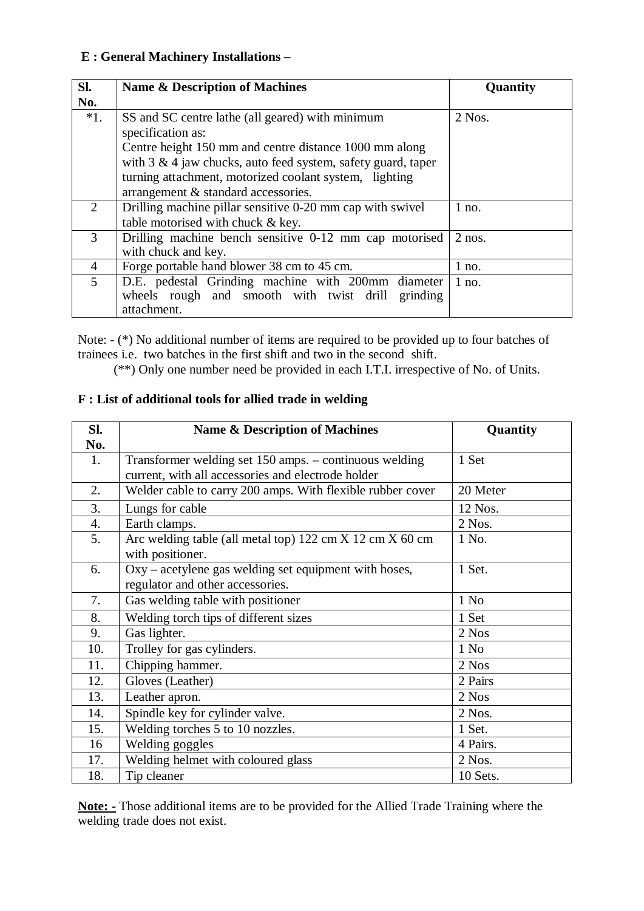## E : General Machinery Installations –

| Sl. No. | Name & Description of Machines | Quantity |
|---|---|---|
| *1. | SS and SC centre lathe (all geared) with minimum specification as: Centre height 150 mm and centre distance 1000 mm along with 3 & 4 jaw chucks, auto feed system, safety guard, taper turning attachment, motorized coolant system, lighting arrangement & standard accessories. | 2 Nos. |
| 2 | Drilling machine pillar sensitive 0-20 mm cap with swivel table motorised with chuck & key. | 1 no. |
| 3 | Drilling machine bench sensitive 0-12 mm cap motorised with chuck and key. | 2 nos. |
| 4 | Forge portable hand blower 38 cm to 45 cm. | 1 no. |
| 5 | D.E. pedestal Grinding machine with 200mm diameter wheels rough and smooth with twist drill grinding attachment. | 1 no. |

Note: - (*) No additional number of items are required to be provided up to four batches of trainees i.e. two batches in the first shift and two in the second shift.

(**) Only one number need be provided in each I.T.I. irrespective of No. of Units.

## F : List of additional tools for allied trade in welding

| Sl. No. | Name & Description of Machines | Quantity |
|---|---|---|
| 1. | Transformer welding set 150 amps. – continuous welding current, with all accessories and electrode holder | 1 Set |
| 2. | Welder cable to carry 200 amps. With flexible rubber cover | 20 Meter |
| 3. | Lungs for cable | 12 Nos. |
| 4. | Earth clamps. | 2 Nos. |
| 5. | Arc welding table (all metal top) 122 cm X 12 cm X 60 cm with positioner. | 1 No. |
| 6. | Oxy – acetylene gas welding set equipment with hoses, regulator and other accessories. | 1 Set. |
| 7. | Gas welding table with positioner | 1 No |
| 8. | Welding torch tips of different sizes | 1 Set |
| 9. | Gas lighter. | 2 Nos |
| 10. | Trolley for gas cylinders. | 1 No |
| 11. | Chipping hammer. | 2 Nos |
| 12. | Gloves (Leather) | 2 Pairs |
| 13. | Leather apron. | 2 Nos |
| 14. | Spindle key for cylinder valve. | 2 Nos. |
| 15. | Welding torches 5 to 10 nozzles. | 1 Set. |
| 16 | Welding goggles | 4 Pairs. |
| 17. | Welding helmet with coloured glass | 2 Nos. |
| 18. | Tip cleaner | 10 Sets. |

**Note: -** Those additional items are to be provided for the Allied Trade Training where the welding trade does not exist.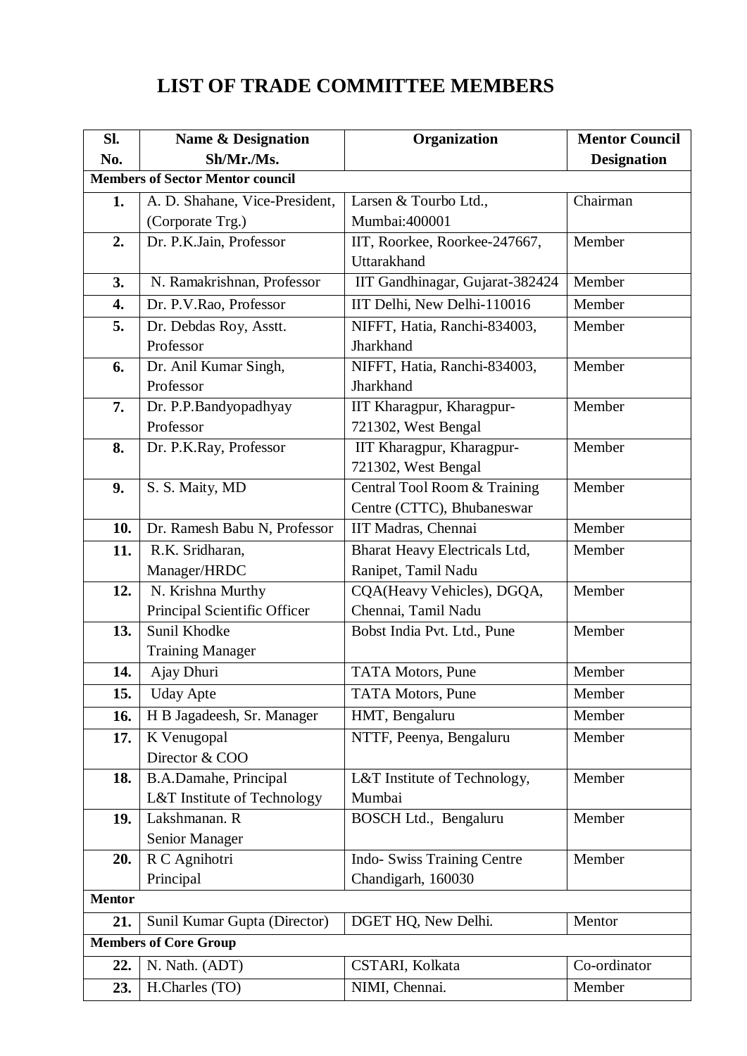# LIST OF TRADE COMMITTEE MEMBERS

| Sl. No. | Name & Designation Sh/Mr./Ms. | Organization | Mentor Council Designation |
|---|---|---|---|
| **Members of Sector Mentor council** | | | |
| **1.** | A. D. Shahane, Vice-President, (Corporate Trg.) | Larsen & Tourbo Ltd., Mumbai:400001 | Chairman |
| **2.** | Dr. P.K.Jain, Professor | IIT, Roorkee, Roorkee-247667, Uttarakhand | Member |
| **3.** | N. Ramakrishnan, Professor | IIT Gandhinagar, Gujarat-382424 | Member |
| **4.** | Dr. P.V.Rao, Professor | IIT Delhi, New Delhi-110016 | Member |
| **5.** | Dr. Debdas Roy, Asstt. Professor | NIFFT, Hatia, Ranchi-834003, Jharkhand | Member |
| **6.** | Dr. Anil Kumar Singh, Professor | NIFFT, Hatia, Ranchi-834003, Jharkhand | Member |
| **7.** | Dr. P.P.Bandyopadhyay Professor | IIT Kharagpur, Kharagpur-721302, West Bengal | Member |
| **8.** | Dr. P.K.Ray, Professor | IIT Kharagpur, Kharagpur-721302, West Bengal | Member |
| **9.** | S. S. Maity, MD | Central Tool Room & Training Centre (CTTC), Bhubaneswar | Member |
| **10.** | Dr. Ramesh Babu N, Professor | IIT Madras, Chennai | Member |
| **11.** | R.K. Sridharan, Manager/HRDC | Bharat Heavy Electricals Ltd, Ranipet, Tamil Nadu | Member |
| **12.** | N. Krishna Murthy Principal Scientific Officer | CQA(Heavy Vehicles), DGQA, Chennai, Tamil Nadu | Member |
| **13.** | Sunil Khodke Training Manager | Bobst India Pvt. Ltd., Pune | Member |
| **14.** | Ajay Dhuri | TATA Motors, Pune | Member |
| **15.** | Uday Apte | TATA Motors, Pune | Member |
| **16.** | H B Jagadeesh, Sr. Manager | HMT, Bengaluru | Member |
| **17.** | K Venugopal Director & COO | NTTF, Peenya, Bengaluru | Member |
| **18.** | B.A.Damahe, Principal L&T Institute of Technology | L&T Institute of Technology, Mumbai | Member |
| **19.** | Lakshmanan. R Senior Manager | BOSCH Ltd., Bengaluru | Member |
| **20.** | R C Agnihotri Principal | Indo- Swiss Training Centre Chandigarh, 160030 | Member |
| **Mentor** | | | |
| **21.** | Sunil Kumar Gupta (Director) | DGET HQ, New Delhi. | Mentor |
| **Members of Core Group** | | | |
| **22.** | N. Nath. (ADT) | CSTARI, Kolkata | Co-ordinator |
| **23.** | H.Charles (TO) | NIMI, Chennai. | Member |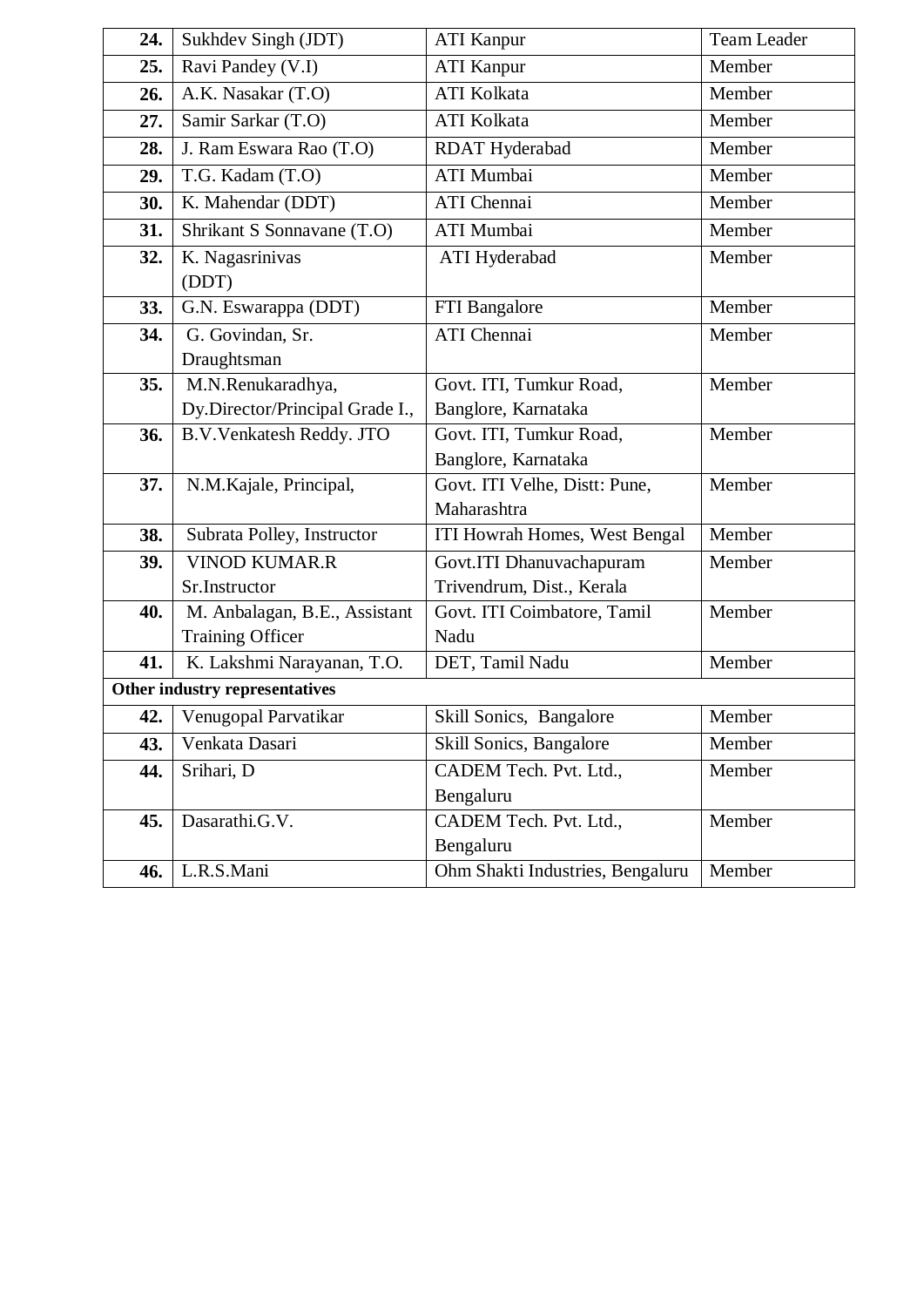| | | | |
|---|---|---|---|
| **24.** | Sukhdev Singh (JDT) | ATI Kanpur | Team Leader |
| **25.** | Ravi Pandey (V.I) | ATI Kanpur | Member |
| **26.** | A.K. Nasakar (T.O) | ATI Kolkata | Member |
| **27.** | Samir Sarkar (T.O) | ATI Kolkata | Member |
| **28.** | J. Ram Eswara Rao (T.O) | RDAT Hyderabad | Member |
| **29.** | T.G. Kadam (T.O) | ATI Mumbai | Member |
| **30.** | K. Mahendar (DDT) | ATI Chennai | Member |
| **31.** | Shrikant S Sonnavane (T.O) | ATI Mumbai | Member |
| **32.** | K. Nagasrinivas (DDT) | ATI Hyderabad | Member |
| **33.** | G.N. Eswarappa (DDT) | FTI Bangalore | Member |
| **34.** | G. Govindan, Sr. Draughtsman | ATI Chennai | Member |
| **35.** | M.N.Renukaradhya, Dy.Director/Principal Grade I., | Govt. ITI, Tumkur Road, Banglore, Karnataka | Member |
| **36.** | B.V.Venkatesh Reddy. JTO | Govt. ITI, Tumkur Road, Banglore, Karnataka | Member |
| **37.** | N.M.Kajale, Principal, | Govt. ITI Velhe, Distt: Pune, Maharashtra | Member |
| **38.** | Subrata Polley, Instructor | ITI Howrah Homes, West Bengal | Member |
| **39.** | VINOD KUMAR.R Sr.Instructor | Govt.ITI Dhanuvachapuram Trivendrum, Dist., Kerala | Member |
| **40.** | M. Anbalagan, B.E., Assistant Training Officer | Govt. ITI Coimbatore, Tamil Nadu | Member |
| **41.** | K. Lakshmi Narayanan, T.O. | DET, Tamil Nadu | Member |
| **Other industry representatives** | | | |
| **42.** | Venugopal Parvatikar | Skill Sonics, Bangalore | Member |
| **43.** | Venkata Dasari | Skill Sonics, Bangalore | Member |
| **44.** | Srihari, D | CADEM Tech. Pvt. Ltd., Bengaluru | Member |
| **45.** | Dasarathi.G.V. | CADEM Tech. Pvt. Ltd., Bengaluru | Member |
| **46.** | L.R.S.Mani | Ohm Shakti Industries, Bengaluru | Member |